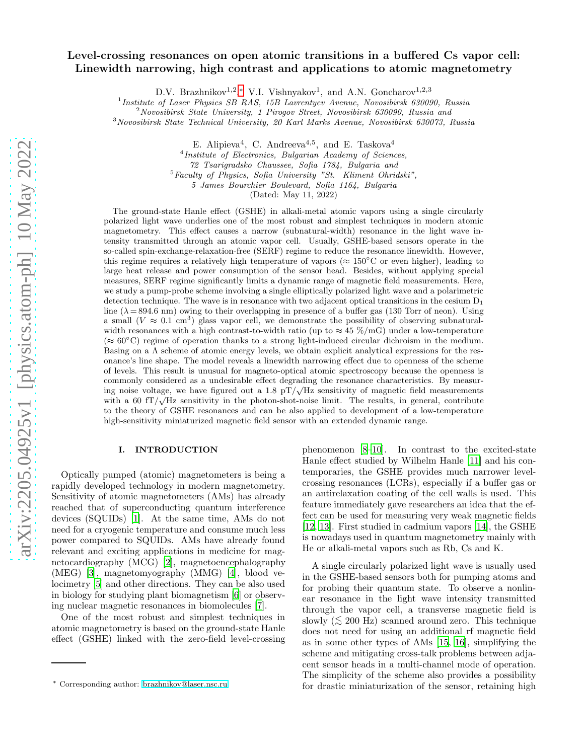# Level-crossing resonances on open atomic transitions in a buffered Cs vapor cell: Linewidth narrowing, high contrast and applications to atomic magnetometry

D.V. Brazhnikov[1,2,*], V.I. Vishnyakov[1], and A.N. Goncharov[1,2,3]

[1] *Institute of Laser Physics SB RAS, 15B Lavrentyev Avenue, Novosibirsk 630090, Russia*
[2] *Novosibirsk State University, 1 Pirogov Street, Novosibirsk 630090, Russia and*
[3] *Novosibirsk State Technical University, 20 Karl Marks Avenue, Novosibirsk 630073, Russia*

E. Alipieva[4], C. Andreeva[4,5], and E. Taskova[4]

[4] *Institute of Electronics, Bulgarian Academy of Sciences, 72 Tsarigradsko Chaussee, Sofia 1784, Bulgaria and*
[5] *Faculty of Physics, Sofia University "St. Kliment Ohridski", 5 James Bourchier Boulevard, Sofia 1164, Bulgaria*

(Dated: May 11, 2022)

The ground-state Hanle effect (GSHE) in alkali-metal atomic vapors using a single circularly polarized light wave underlies one of the most robust and simplest techniques in modern atomic magnetometry. This effect causes a narrow (subnatural-width) resonance in the light wave intensity transmitted through an atomic vapor cell. Usually, GSHE-based sensors operate in the so-called spin-exchange-relaxation-free (SERF) regime to reduce the resonance linewidth. However, this regime requires a relatively high temperature of vapors ($\approx 150^{\circ}$C or even higher), leading to large heat release and power consumption of the sensor head. Besides, without applying special measures, SERF regime significantly limits a dynamic range of magnetic field measurements. Here, we study a pump-probe scheme involving a single elliptically polarized light wave and a polarimetric detection technique. The wave is in resonance with two adjacent optical transitions in the cesium $D_1$ line ($\lambda = 894.6$ nm) owing to their overlapping in presence of a buffer gas (130 Torr of neon). Using a small ($V \approx 0.1$ cm$^3$) glass vapor cell, we demonstrate the possibility of observing subnatural-width resonances with a high contrast-to-width ratio (up to $\approx 45$ %/mG) under a low-temperature ($\approx 60^{\circ}$C) regime of operation thanks to a strong light-induced circular dichroism in the medium. Basing on a $\Lambda$ scheme of atomic energy levels, we obtain explicit analytical expressions for the resonance's line shape. The model reveals a linewidth narrowing effect due to openness of the scheme of levels. This result is unusual for magneto-optical atomic spectroscopy because the openness is commonly considered as a undesirable effect degrading the resonance characteristics. By measuring noise voltage, we have figured out a 1.8 pT/$\sqrt{\text{Hz}}$ sensitivity of magnetic field measurements with a 60 fT/$\sqrt{\text{Hz}}$ sensitivity in the photon-shot-noise limit. The results, in general, contribute to the theory of GSHE resonances and can be also applied to development of a low-temperature high-sensitivity miniaturized magnetic field sensor with an extended dynamic range.

## I. INTRODUCTION

Optically pumped (atomic) magnetometers is being a rapidly developed technology in modern magnetometry. Sensitivity of atomic magnetometers (AMs) has already reached that of superconducting quantum interference devices (SQUIDs) [1]. At the same time, AMs do not need for a cryogenic temperature and consume much less power compared to SQUIDs. AMs have already found relevant and exciting applications in medicine for magnetocardiography (MCG) [2], magnetoencephalography (MEG) [3], magnetomyography (MMG) [4], blood velocimetry [5] and other directions. They can be also used in biology for studying plant biomagnetism [6] or observing nuclear magnetic resonances in biomolecules [7].

One of the most robust and simplest techniques in atomic magnetometry is based on the ground-state Hanle effect (GSHE) linked with the zero-field level-crossing phenomenon [8–10]. In contrast to the excited-state Hanle effect studied by Wilhelm Hanle [11] and his contemporaries, the GSHE provides much narrower level-crossing resonances (LCRs), especially if a buffer gas or an antirelaxation coating of the cell walls is used. This feature immediately gave researchers an idea that the effect can be used for measuring very weak magnetic fields [12, 13]. First studied in cadmium vapors [14], the GSHE is nowadays used in quantum magnetometry mainly with He or alkali-metal vapors such as Rb, Cs and K.

A single circularly polarized light wave is usually used in the GSHE-based sensors both for pumping atoms and for probing their quantum state. To observe a nonlinear resonance in the light wave intensity transmitted through the vapor cell, a transverse magnetic field is slowly ($\lesssim 200$ Hz) scanned around zero. This technique does not need for using an additional rf magnetic field as in some other types of AMs [15, 16], simplifying the scheme and mitigating cross-talk problems between adjacent sensor heads in a multi-channel mode of operation. The simplicity of the scheme also provides a possibility for drastic miniaturization of the sensor, retaining high

* Corresponding author: brazhnikov@laser.nsc.ru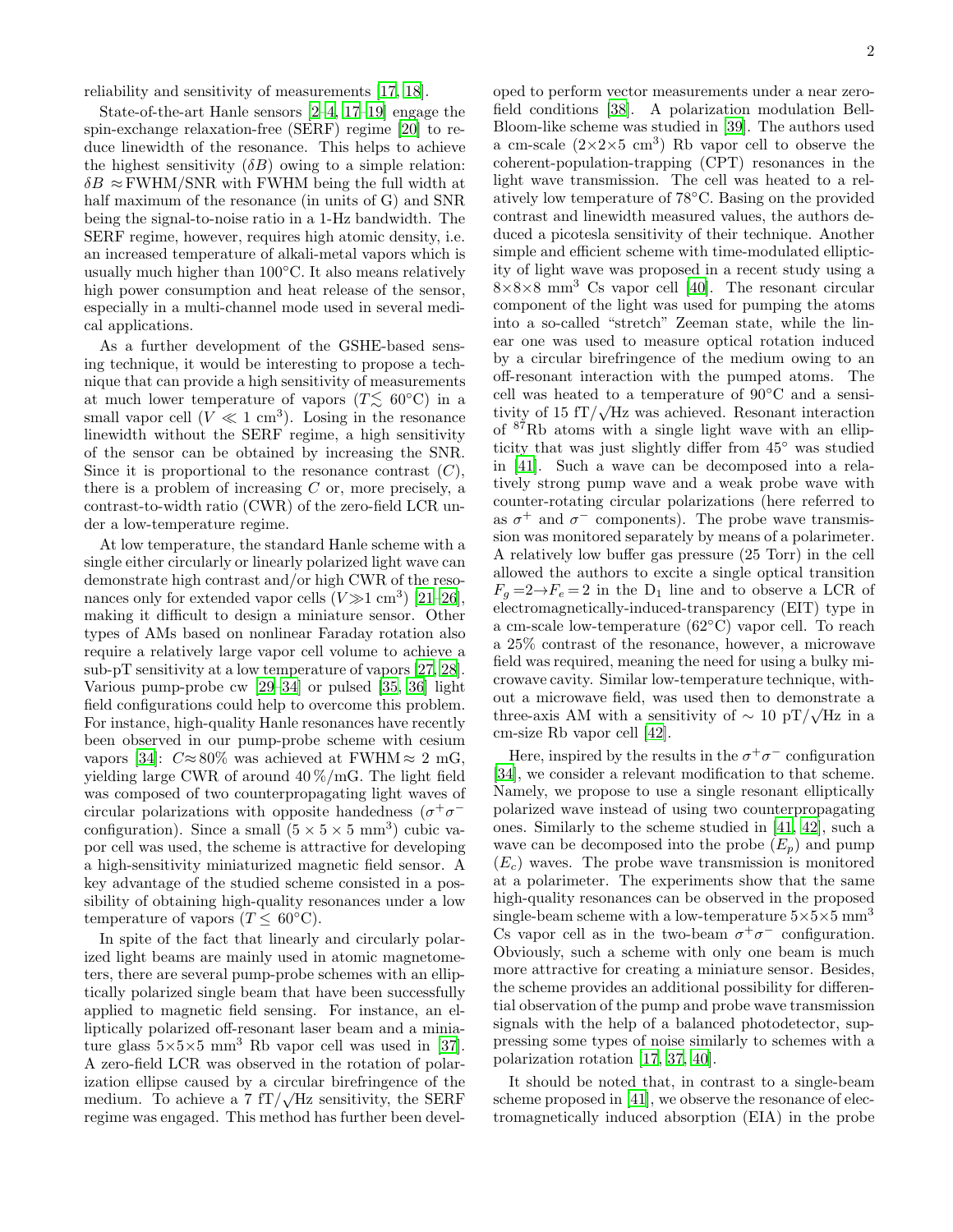reliability and sensitivity of measurements [17, 18].

State-of-the-art Hanle sensors [2–4, 17–19] engage the spin-exchange relaxation-free (SERF) regime [20] to reduce linewidth of the resonance. This helps to achieve the highest sensitivity ($\delta B$) owing to a simple relation: $\delta B \approx$ FWHM/SNR with FWHM being the full width at half maximum of the resonance (in units of G) and SNR being the signal-to-noise ratio in a 1-Hz bandwidth. The SERF regime, however, requires high atomic density, i.e. an increased temperature of alkali-metal vapors which is usually much higher than 100°C. It also means relatively high power consumption and heat release of the sensor, especially in a multi-channel mode used in several medical applications.

As a further development of the GSHE-based sensing technique, it would be interesting to propose a technique that can provide a high sensitivity of measurements at much lower temperature of vapors ($T \lesssim$ 60°C) in a small vapor cell ($V \ll 1$ cm$^3$). Losing in the resonance linewidth without the SERF regime, a high sensitivity of the sensor can be obtained by increasing the SNR. Since it is proportional to the resonance contrast ($C$), there is a problem of increasing $C$ or, more precisely, a contrast-to-width ratio (CWR) of the zero-field LCR under a low-temperature regime.

At low temperature, the standard Hanle scheme with a single either circularly or linearly polarized light wave can demonstrate high contrast and/or high CWR of the resonances only for extended vapor cells ($V \gg 1$ cm$^3$) [21–26], making it difficult to design a miniature sensor. Other types of AMs based on nonlinear Faraday rotation also require a relatively large vapor cell volume to achieve a sub-pT sensitivity at a low temperature of vapors [27, 28]. Various pump-probe cw [29–34] or pulsed [35, 36] light field configurations could help to overcome this problem. For instance, high-quality Hanle resonances have recently been observed in our pump-probe scheme with cesium vapors [34]: $C \approx 80\%$ was achieved at FWHM $\approx$ 2 mG, yielding large CWR of around 40 %/mG. The light field was composed of two counterpropagating light waves of circular polarizations with opposite handedness ($\sigma^+\sigma^-$ configuration). Since a small ($5 \times 5 \times 5$ mm$^3$) cubic vapor cell was used, the scheme is attractive for developing a high-sensitivity miniaturized magnetic field sensor. A key advantage of the studied scheme consisted in a possibility of obtaining high-quality resonances under a low temperature of vapors ($T \leq$ 60°C).

In spite of the fact that linearly and circularly polarized light beams are mainly used in atomic magnetometers, there are several pump-probe schemes with an elliptically polarized single beam that have been successfully applied to magnetic field sensing. For instance, an elliptically polarized off-resonant laser beam and a miniature glass 5×5×5 mm$^3$ Rb vapor cell was used in [37]. A zero-field LCR was observed in the rotation of polarization ellipse caused by a circular birefringence of the medium. To achieve a 7 fT/$\sqrt{\text{Hz}}$ sensitivity, the SERF regime was engaged. This method has further been developed to perform vector measurements under a near zero-field conditions [38]. A polarization modulation Bell-Bloom-like scheme was studied in [39]. The authors used a cm-scale (2×2×5 cm$^3$) Rb vapor cell to observe the coherent-population-trapping (CPT) resonances in the light wave transmission. The cell was heated to a relatively low temperature of 78°C. Basing on the provided contrast and linewidth measured values, the authors deduced a picotesla sensitivity of their technique. Another simple and efficient scheme with time-modulated ellipticity of light wave was proposed in a recent study using a 8×8×8 mm$^3$ Cs vapor cell [40]. The resonant circular component of the light was used for pumping the atoms into a so-called "stretch" Zeeman state, while the linear one was used to measure optical rotation induced by a circular birefringence of the medium owing to an off-resonant interaction with the pumped atoms. The cell was heated to a temperature of 90°C and a sensitivity of 15 fT/$\sqrt{\text{Hz}}$ was achieved. Resonant interaction of $^{87}$Rb atoms with a single light wave with an ellipticity that was just slightly differ from 45° was studied in [41]. Such a wave can be decomposed into a relatively strong pump wave and a weak probe wave with counter-rotating circular polarizations (here referred to as $\sigma^+$ and $\sigma^-$ components). The probe wave transmission was monitored separately by means of a polarimeter. A relatively low buffer gas pressure (25 Torr) in the cell allowed the authors to excite a single optical transition $F_g = 2 \rightarrow F_e = 2$ in the D$_1$ line and to observe a LCR of electromagnetically-induced-transparency (EIT) type in a cm-scale low-temperature (62°C) vapor cell. To reach a 25% contrast of the resonance, however, a microwave field was required, meaning the need for using a bulky microwave cavity. Similar low-temperature technique, without a microwave field, was used then to demonstrate a three-axis AM with a sensitivity of $\sim$ 10 pT/$\sqrt{\text{Hz}}$ in a cm-size Rb vapor cell [42].

Here, inspired by the results in the $\sigma^+\sigma^-$ configuration [34], we consider a relevant modification to that scheme. Namely, we propose to use a single resonant elliptically polarized wave instead of using two counterpropagating ones. Similarly to the scheme studied in [41, 42], such a wave can be decomposed into the probe ($E_p$) and pump ($E_c$) waves. The probe wave transmission is monitored at a polarimeter. The experiments show that the same high-quality resonances can be observed in the proposed single-beam scheme with a low-temperature 5×5×5 mm$^3$ Cs vapor cell as in the two-beam $\sigma^+\sigma^-$ configuration. Obviously, such a scheme with only one beam is much more attractive for creating a miniature sensor. Besides, the scheme provides an additional possibility for differential observation of the pump and probe wave transmission signals with the help of a balanced photodetector, suppressing some types of noise similarly to schemes with a polarization rotation [17, 37, 40].

It should be noted that, in contrast to a single-beam scheme proposed in [41], we observe the resonance of electromagnetically induced absorption (EIA) in the probe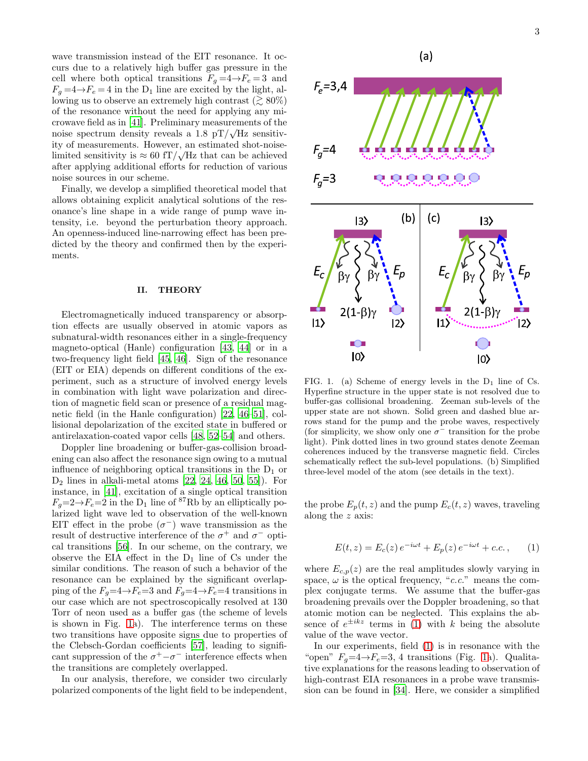wave transmission instead of the EIT resonance. It occurs due to a relatively high buffer gas pressure in the cell where both optical transitions $F_g=4 \rightarrow F_e=3$ and $F_g=4 \rightarrow F_e=4$ in the $D_1$ line are excited by the light, allowing us to observe an extremely high contrast ($\gtrsim 80\%$) of the resonance without the need for applying any microwave field as in [41]. Preliminary measurements of the noise spectrum density reveals a 1.8 pT/$\sqrt{\text{Hz}}$ sensitivity of measurements. However, an estimated shot-noise-limited sensitivity is $\approx 60$ fT/$\sqrt{\text{Hz}}$ that can be achieved after applying additional efforts for reduction of various noise sources in our scheme.

Finally, we develop a simplified theoretical model that allows obtaining explicit analytical solutions of the resonance's line shape in a wide range of pump wave intensity, i.e. beyond the perturbation theory approach. An openness-induced line-narrowing effect has been predicted by the theory and confirmed then by the experiments.

## II. THEORY

Electromagnetically induced transparency or absorption effects are usually observed in atomic vapors as subnatural-width resonances either in a single-frequency magneto-optical (Hanle) configuration [43, 44] or in a two-frequency light field [45, 46]. Sign of the resonance (EIT or EIA) depends on different conditions of the experiment, such as a structure of involved energy levels in combination with light wave polarization and direction of magnetic field scan or presence of a residual magnetic field (in the Hanle configuration) [22, 46–51], collisional depolarization of the excited state in buffered or antirelaxation-coated vapor cells [48, 52–54] and others.

Doppler line broadening or buffer-gas-collision broadening can also affect the resonance sign owing to a mutual influence of neighboring optical transitions in the $D_1$ or $D_2$ lines in alkali-metal atoms [22, 24, 46, 50, 55]). For instance, in [41], excitation of a single optical transition $F_g=2 \rightarrow F_e=2$ in the $D_1$ line of $^{87}$Rb by an elliptically polarized light wave led to observation of the well-known EIT effect in the probe ($\sigma^-$) wave transmission as the result of destructive interference of the $\sigma^+$ and $\sigma^-$ optical transitions [56]. In our scheme, on the contrary, we observe the EIA effect in the $D_1$ line of Cs under the similar conditions. The reason of such a behavior of the resonance can be explained by the significant overlapping of the $F_g=4 \rightarrow F_e=3$ and $F_g=4 \rightarrow F_e=4$ transitions in our case which are not spectroscopically resolved at 130 Torr of neon used as a buffer gas (the scheme of levels is shown in Fig. 1a). The interference terms on these two transitions have opposite signs due to properties of the Clebsch-Gordan coefficients [57], leading to significant suppression of the $\sigma^+ - \sigma^-$ interference effects when the transitions are completely overlapped.

In our analysis, therefore, we consider two circularly polarized components of the light field to be independent, the probe $E_p(t,z)$ and the pump $E_c(t,z)$ waves, traveling along the $z$ axis:

$$E(t,z) = E_c(z)\, e^{-i\omega t} + E_p(z)\, e^{-i\omega t} + c.c.\,, \qquad (1)$$

where $E_{c,p}(z)$ are the real amplitudes slowly varying in space, $\omega$ is the optical frequency, "$c.c.$" means the complex conjugate terms. We assume that the buffer-gas broadening prevails over the Doppler broadening, so that atomic motion can be neglected. This explains the absence of $e^{\pm ikz}$ terms in (1) with $k$ being the absolute value of the wave vector.

In our experiments, field (1) is in resonance with the "open" $F_g=4 \rightarrow F_e=3, 4$ transitions (Fig. 1a). Qualitative explanations for the reasons leading to observation of high-contrast EIA resonances in a probe wave transmission can be found in [34]. Here, we consider a simplified

FIG. 1. (a) Scheme of energy levels in the $D_1$ line of Cs. Hyperfine structure in the upper state is not resolved due to buffer-gas collisional broadening. Zeeman sub-levels of the upper state are not shown. Solid green and dashed blue arrows stand for the pump and the probe waves, respectively (for simplicity, we show only one $\sigma^-$ transition for the probe light). Pink dotted lines in two ground states denote Zeeman coherences induced by the transverse magnetic field. Circles schematically reflect the sub-level populations. (b) Simplified three-level model of the atom (see details in the text).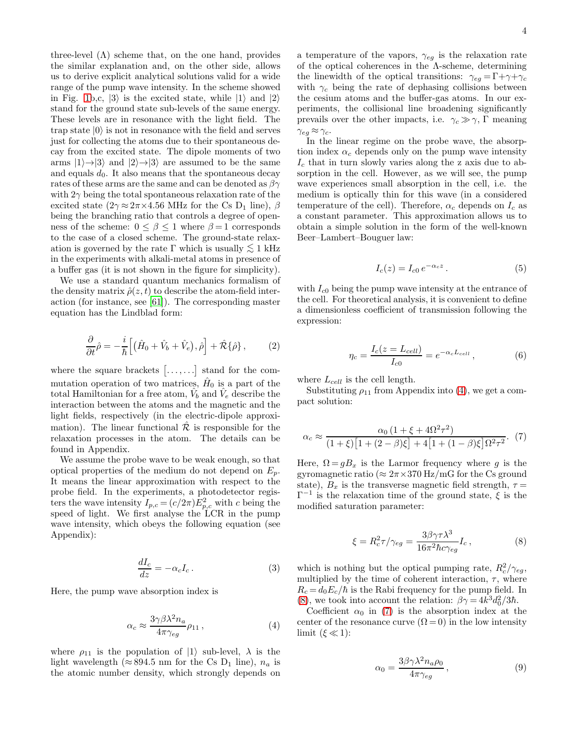three-level ($\Lambda$) scheme that, on the one hand, provides the similar explanation and, on the other side, allows us to derive explicit analytical solutions valid for a wide range of the pump wave intensity. In the scheme showed in Fig. 1b,c, $|3\rangle$ is the excited state, while $|1\rangle$ and $|2\rangle$ stand for the ground state sub-levels of the same energy. These levels are in resonance with the light field. The trap state $|0\rangle$ is not in resonance with the field and serves just for collecting the atoms due to their spontaneous decay from the excited state. The dipole moments of two arms $|1\rangle \to |3\rangle$ and $|2\rangle \to |3\rangle$ are assumed to be the same and equals $d_0$. It also means that the spontaneous decay rates of these arms are the same and can be denoted as $\beta\gamma$ with $2\gamma$ being the total spontaneous relaxation rate of the excited state ($2\gamma \approx 2\pi \times 4.56$ MHz for the Cs $D_1$ line), $\beta$ being the branching ratio that controls a degree of openness of the scheme: $0 \le \beta \le 1$ where $\beta = 1$ corresponds to the case of a closed scheme. The ground-state relaxation is governed by the rate $\Gamma$ which is usually $\lesssim 1$ kHz in the experiments with alkali-metal atoms in presence of a buffer gas (it is not shown in the figure for simplicity).

We use a standard quantum mechanics formalism of the density matrix $\hat{\rho}(z,t)$ to describe the atom-field interaction (for instance, see [61]). The corresponding master equation has the Lindblad form:

$$\frac{\partial}{\partial t}\hat{\rho} = -\frac{i}{\hbar}\Big[\big(\hat{H}_0 + \hat{V}_b + \hat{V}_e\big), \hat{\rho}\Big] + \hat{\mathcal{R}}\{\hat{\rho}\}\,, \tag{2}$$

where the square brackets $\big[\ldots, \ldots\big]$ stand for the commutation operation of two matrices, $\hat{H}_0$ is a part of the total Hamiltonian for a free atom, $\hat{V}_b$ and $\hat{V}_e$ describe the interaction between the atoms and the magnetic and the light fields, respectively (in the electric-dipole approximation). The linear functional $\hat{\mathcal{R}}$ is responsible for the relaxation processes in the atom. The details can be found in Appendix.

We assume the probe wave to be weak enough, so that optical properties of the medium do not depend on $E_p$. It means the linear approximation with respect to the probe field. In the experiments, a photodetector registers the wave intensity $I_{p,c} = (c/2\pi)E^2_{p,c}$ with $c$ being the speed of light. We first analyse the LCR in the pump wave intensity, which obeys the following equation (see Appendix):

$$\frac{dI_c}{dz} = -\alpha_c I_c\,. \tag{3}$$

Here, the pump wave absorption index is

$$\alpha_c \approx \frac{3\gamma\beta\lambda^2 n_a}{4\pi\gamma_{eg}}\rho_{11}\,, \tag{4}$$

where $\rho_{11}$ is the population of $|1\rangle$ sub-level, $\lambda$ is the light wavelength ($\approx 894.5$ nm for the Cs $D_1$ line), $n_a$ is the atomic number density, which strongly depends on a temperature of the vapors, $\gamma_{eg}$ is the relaxation rate of the optical coherences in the $\Lambda$-scheme, determining the linewidth of the optical transitions: $\gamma_{eg} = \Gamma + \gamma + \gamma_c$ with $\gamma_c$ being the rate of dephasing collisions between the cesium atoms and the buffer-gas atoms. In our experiments, the collisional line broadening significantly prevails over the other impacts, i.e. $\gamma_c \gg \gamma,\, \Gamma$ meaning $\gamma_{eg} \approx \gamma_c$.

In the linear regime on the probe wave, the absorption index $\alpha_c$ depends only on the pump wave intensity $I_c$ that in turn slowly varies along the z axis due to absorption in the cell. However, as we will see, the pump wave experiences small absorption in the cell, i.e. the medium is optically thin for this wave (in a considered temperature of the cell). Therefore, $\alpha_c$ depends on $I_c$ as a constant parameter. This approximation allows us to obtain a simple solution in the form of the well-known Beer–Lambert–Bouguer law:

$$I_c(z) = I_{c0}\, e^{-\alpha_c z}\,. \tag{5}$$

with $I_{c0}$ being the pump wave intensity at the entrance of the cell. For theoretical analysis, it is convenient to define a dimensionless coefficient of transmission following the expression:

$$\eta_c = \frac{I_c(z = L_{cell})}{I_{c0}} = e^{-\alpha_c L_{cell}}\,, \tag{6}$$

where $L_{cell}$ is the cell length.

Substituting $\rho_{11}$ from Appendix into (4), we get a compact solution:

$$\alpha_c \approx \frac{\alpha_0\,(1 + \xi + 4\Omega^2\tau^2)}{(1+\xi)\big[1 + (2-\beta)\xi\big] + 4\big[1 + (1-\beta)\xi\big]\Omega^2\tau^2}. \tag{7}$$

Here, $\Omega = gB_x$ is the Larmor frequency where $g$ is the gyromagnetic ratio ($\approx 2\pi \times 370$ Hz/mG for the Cs ground state), $B_x$ is the transverse magnetic field strength, $\tau = \Gamma^{-1}$ is the relaxation time of the ground state, $\xi$ is the modified saturation parameter:

$$\xi = R_c^2\tau/\gamma_{eg} = \frac{3\beta\gamma\tau\lambda^3}{16\pi^2\hbar c\gamma_{eg}}I_c\,, \tag{8}$$

which is nothing but the optical pumping rate, $R_c^2/\gamma_{eg}$, multiplied by the time of coherent interaction, $\tau$, where $R_c = d_0 E_c/\hbar$ is the Rabi frequency for the pump field. In (8), we took into account the relation: $\beta\gamma = 4k^3 d_0^2/3\hbar$.

Coefficient $\alpha_0$ in (7) is the absorption index at the center of the resonance curve ($\Omega = 0$) in the low intensity limit ($\xi \ll 1$):

$$\alpha_0 = \frac{3\beta\gamma\lambda^2 n_a \rho_0}{4\pi\gamma_{eg}}\,, \tag{9}$$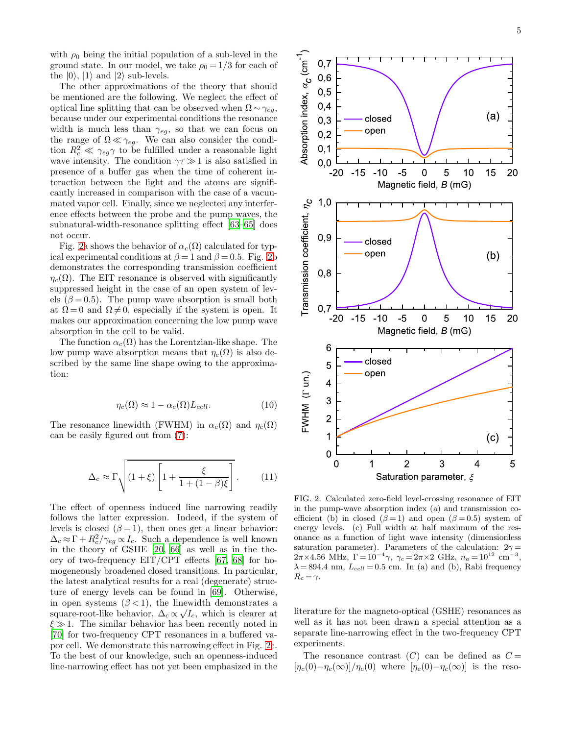with $\rho_0$ being the initial population of a sub-level in the ground state. In our model, we take $\rho_0 = 1/3$ for each of the $|0\rangle$, $|1\rangle$ and $|2\rangle$ sub-levels.

The other approximations of the theory that should be mentioned are the following. We neglect the effect of optical line splitting that can be observed when $\Omega \sim \gamma_{eg}$, because under our experimental conditions the resonance width is much less than $\gamma_{eg}$, so that we can focus on the range of $\Omega \ll \gamma_{eg}$. We can also consider the condition $R_c^2 \ll \gamma_{eg}\gamma$ to be fulfilled under a reasonable light wave intensity. The condition $\gamma\tau \gg 1$ is also satisfied in presence of a buffer gas when the time of coherent interaction between the light and the atoms are significantly increased in comparison with the case of a vacuumated vapor cell. Finally, since we neglected any interference effects between the probe and the pump waves, the subnatural-width-resonance splitting effect [63–65] does not occur.

Fig. 2a shows the behavior of $\alpha_c(\Omega)$ calculated for typical experimental conditions at $\beta = 1$ and $\beta = 0.5$. Fig. 2b demonstrates the corresponding transmission coefficient $\eta_c(\Omega)$. The EIT resonance is observed with significantly suppressed height in the case of an open system of levels ($\beta = 0.5$). The pump wave absorption is small both at $\Omega = 0$ and $\Omega \neq 0$, especially if the system is open. It makes our approximation concerning the low pump wave absorption in the cell to be valid.

The function $\alpha_c(\Omega)$ has the Lorentzian-like shape. The low pump wave absorption means that $\eta_c(\Omega)$ is also described by the same line shape owing to the approximation:

$$\eta_c(\Omega) \approx 1 - \alpha_c(\Omega) L_{cell}. \tag{10}$$

The resonance linewidth (FWHM) in $\alpha_c(\Omega)$ and $\eta_c(\Omega)$ can be easily figured out from (7):

$$\Delta_c \approx \Gamma \sqrt{(1+\xi)\left[1 + \frac{\xi}{1+(1-\beta)\xi}\right]}. \tag{11}$$

The effect of openness induced line narrowing readily follows the latter expression. Indeed, if the system of levels is closed ($\beta = 1$), then ones get a linear behavior: $\Delta_c \approx \Gamma + R_c^2/\gamma_{eg} \propto I_c$. Such a dependence is well known in the theory of GSHE [20, 66] as well as in the theory of two-frequency EIT/CPT effects [67, 68] for homogeneously broadened closed transitions. In particular, the latest analytical results for a real (degenerate) structure of energy levels can be found in [69]. Otherwise, in open systems ($\beta < 1$), the linewidth demonstrates a square-root-like behavior, $\Delta_c \propto \sqrt{I_c}$, which is clearer at $\xi \gg 1$. The similar behavior has been recently noted in [70] for two-frequency CPT resonances in a buffered vapor cell. We demonstrate this narrowing effect in Fig. 2c. To the best of our knowledge, such an openness-induced line-narrowing effect has not yet been emphasized in the literature for the magneto-optical (GSHE) resonances as well as it has not been drawn a special attention as a separate line-narrowing effect in the two-frequency CPT experiments.

FIG. 2. Calculated zero-field level-crossing resonance of EIT in the pump-wave absorption index (a) and transmission coefficient (b) in closed ($\beta = 1$) and open ($\beta = 0.5$) system of energy levels. (c) Full width at half maximum of the resonance as a function of light wave intensity (dimensionless saturation parameter). Parameters of the calculation: $2\gamma = 2\pi \times 4.56$ MHz, $\Gamma = 10^{-4}\gamma$, $\gamma_c = 2\pi \times 2$ GHz, $n_a = 10^{12}$ cm$^{-3}$, $\lambda = 894.4$ nm, $L_{cell} = 0.5$ cm. In (a) and (b), Rabi frequency $R_c = \gamma$.

The resonance contrast ($C$) can be defined as $C = [\eta_c(0) - \eta_c(\infty)]/\eta_c(0)$ where $[\eta_c(0) - \eta_c(\infty)]$ is the reso-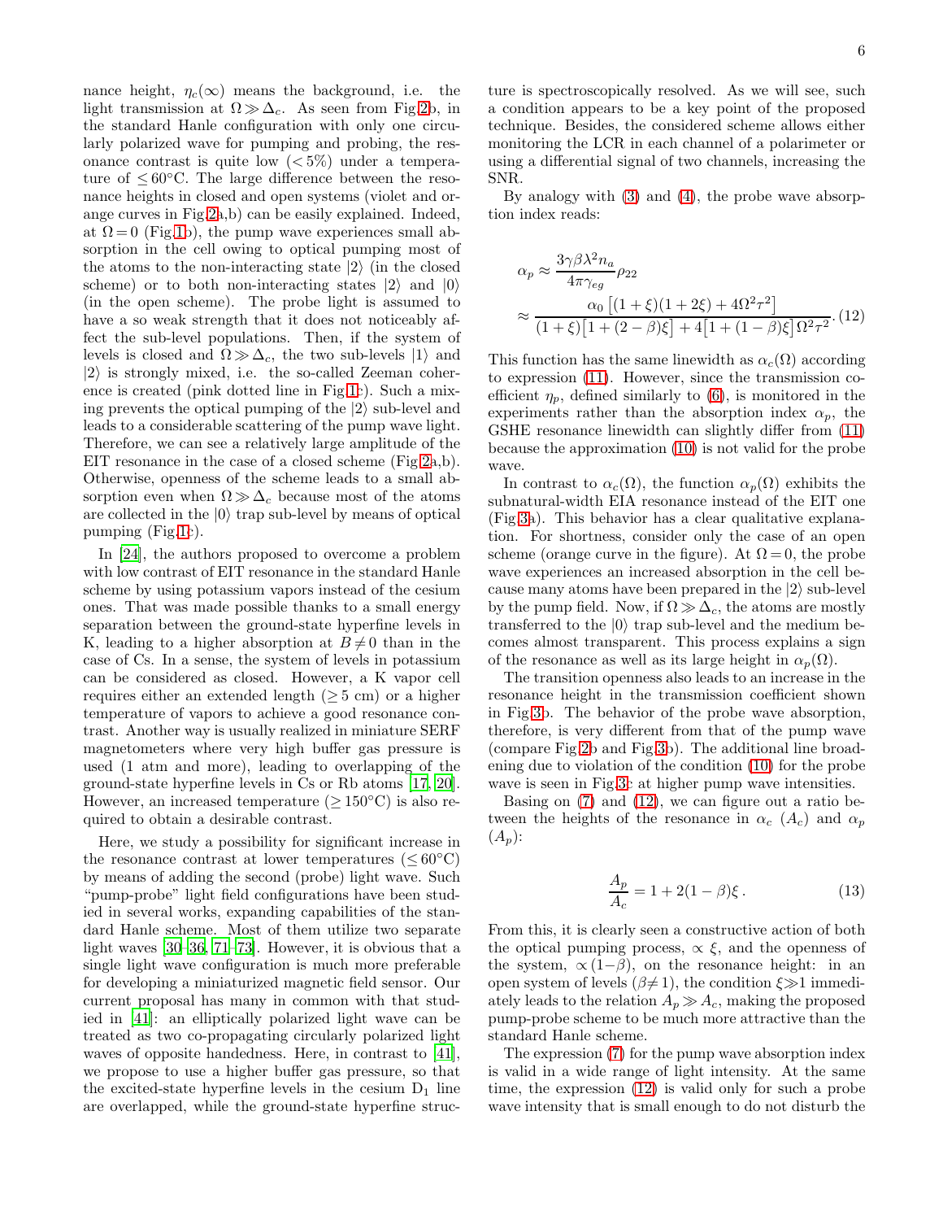nance height, $\eta_c(\infty)$ means the background, i.e. the light transmission at $\Omega \gg \Delta_c$. As seen from Fig.2b, in the standard Hanle configuration with only one circularly polarized wave for pumping and probing, the resonance contrast is quite low ($<5\%$) under a temperature of $\leq 60°$C. The large difference between the resonance heights in closed and open systems (violet and orange curves in Fig.2a,b) can be easily explained. Indeed, at $\Omega = 0$ (Fig.1b), the pump wave experiences small absorption in the cell owing to optical pumping most of the atoms to the non-interacting state $|2\rangle$ (in the closed scheme) or to both non-interacting states $|2\rangle$ and $|0\rangle$ (in the open scheme). The probe light is assumed to have a so weak strength that it does not noticeably affect the sub-level populations. Then, if the system of levels is closed and $\Omega \gg \Delta_c$, the two sub-levels $|1\rangle$ and $|2\rangle$ is strongly mixed, i.e. the so-called Zeeman coherence is created (pink dotted line in Fig.1c). Such a mixing prevents the optical pumping of the $|2\rangle$ sub-level and leads to a considerable scattering of the pump wave light. Therefore, we can see a relatively large amplitude of the EIT resonance in the case of a closed scheme (Fig.2a,b). Otherwise, openness of the scheme leads to a small absorption even when $\Omega \gg \Delta_c$ because most of the atoms are collected in the $|0\rangle$ trap sub-level by means of optical pumping (Fig.1c).

In [24], the authors proposed to overcome a problem with low contrast of EIT resonance in the standard Hanle scheme by using potassium vapors instead of the cesium ones. That was made possible thanks to a small energy separation between the ground-state hyperfine levels in K, leading to a higher absorption at $B \neq 0$ than in the case of Cs. In a sense, the system of levels in potassium can be considered as closed. However, a K vapor cell requires either an extended length ($\geq 5$ cm) or a higher temperature of vapors to achieve a good resonance contrast. Another way is usually realized in miniature SERF magnetometers where very high buffer gas pressure is used (1 atm and more), leading to overlapping of the ground-state hyperfine levels in Cs or Rb atoms [17, 20]. However, an increased temperature ($\geq 150°$C) is also required to obtain a desirable contrast.

Here, we study a possibility for significant increase in the resonance contrast at lower temperatures ($\leq 60°$C) by means of adding the second (probe) light wave. Such "pump-probe" light field configurations have been studied in several works, expanding capabilities of the standard Hanle scheme. Most of them utilize two separate light waves [30–36, 71–73]. However, it is obvious that a single light wave configuration is much more preferable for developing a miniaturized magnetic field sensor. Our current proposal has many in common with that studied in [41]: an elliptically polarized light wave can be treated as two co-propagating circularly polarized light waves of opposite handedness. Here, in contrast to [41], we propose to use a higher buffer gas pressure, so that the excited-state hyperfine levels in the cesium $D_1$ line are overlapped, while the ground-state hyperfine structure is spectroscopically resolved. As we will see, such a condition appears to be a key point of the proposed technique. Besides, the considered scheme allows either monitoring the LCR in each channel of a polarimeter or using a differential signal of two channels, increasing the SNR.

By analogy with (3) and (4), the probe wave absorption index reads:

$$
\begin{aligned}
\alpha_p &\approx \frac{3\gamma\beta\lambda^2 n_a}{4\pi\gamma_{eg}}\rho_{22} \\
&\approx \frac{\alpha_0\left[(1+\xi)(1+2\xi)+4\Omega^2\tau^2\right]}{(1+\xi)\left[1+(2-\beta)\xi\right]+4\left[1+(1-\beta)\xi\right]\Omega^2\tau^2}.
\end{aligned}
\tag{12}
$$

This function has the same linewidth as $\alpha_c(\Omega)$ according to expression (11). However, since the transmission coefficient $\eta_p$, defined similarly to (6), is monitored in the experiments rather than the absorption index $\alpha_p$, the GSHE resonance linewidth can slightly differ from (11) because the approximation (10) is not valid for the probe wave.

In contrast to $\alpha_c(\Omega)$, the function $\alpha_p(\Omega)$ exhibits the subnatural-width EIA resonance instead of the EIT one (Fig.3a). This behavior has a clear qualitative explanation. For shortness, consider only the case of an open scheme (orange curve in the figure). At $\Omega = 0$, the probe wave experiences an increased absorption in the cell because many atoms have been prepared in the $|2\rangle$ sub-level by the pump field. Now, if $\Omega \gg \Delta_c$, the atoms are mostly transferred to the $|0\rangle$ trap sub-level and the medium becomes almost transparent. This process explains a sign of the resonance as well as its large height in $\alpha_p(\Omega)$.

The transition openness also leads to an increase in the resonance height in the transmission coefficient shown in Fig.3b. The behavior of the probe wave absorption, therefore, is very different from that of the pump wave (compare Fig.2b and Fig.3b). The additional line broadening due to violation of the condition (10) for the probe wave is seen in Fig.3c at higher pump wave intensities.

Basing on (7) and (12), we can figure out a ratio between the heights of the resonance in $\alpha_c$ ($A_c$) and $\alpha_p$ ($A_p$):

$$
\frac{A_p}{A_c} = 1 + 2(1-\beta)\xi\,. \tag{13}
$$

From this, it is clearly seen a constructive action of both the optical pumping process, $\propto \xi$, and the openness of the system, $\propto (1-\beta)$, on the resonance height: in an open system of levels ($\beta \neq 1$), the condition $\xi \gg 1$ immediately leads to the relation $A_p \gg A_c$, making the proposed pump-probe scheme to be much more attractive than the standard Hanle scheme.

The expression (7) for the pump wave absorption index is valid in a wide range of light intensity. At the same time, the expression (12) is valid only for such a probe wave intensity that is small enough to do not disturb the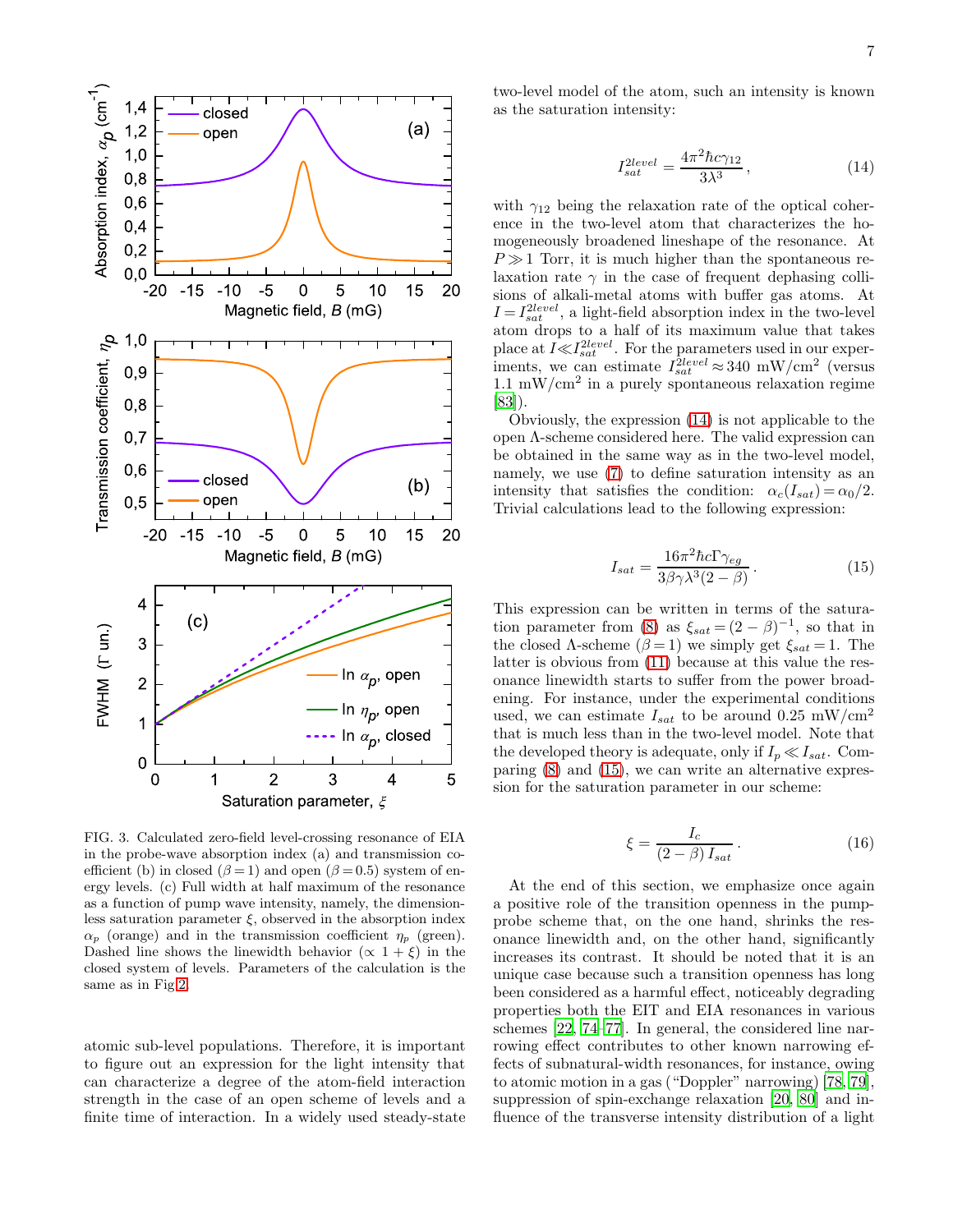FIG. 3. Calculated zero-field level-crossing resonance of EIA in the probe-wave absorption index (a) and transmission coefficient (b) in closed ($\beta = 1$) and open ($\beta = 0.5$) system of energy levels. (c) Full width at half maximum of the resonance as a function of pump wave intensity, namely, the dimensionless saturation parameter $\xi$, observed in the absorption index $\alpha_p$ (orange) and in the transmission coefficient $\eta_p$ (green). Dashed line shows the linewidth behavior ($\propto 1 + \xi$) in the closed system of levels. Parameters of the calculation is the same as in Fig.2.

atomic sub-level populations. Therefore, it is important to figure out an expression for the light intensity that can characterize a degree of the atom-field interaction strength in the case of an open scheme of levels and a finite time of interaction. In a widely used steady-state two-level model of the atom, such an intensity is known as the saturation intensity:

$$I_{sat}^{2level} = \frac{4\pi^2\hbar c\gamma_{12}}{3\lambda^3}, \tag{14}$$

with $\gamma_{12}$ being the relaxation rate of the optical coherence in the two-level atom that characterizes the homogeneously broadened lineshape of the resonance. At $P \gg 1$ Torr, it is much higher than the spontaneous relaxation rate $\gamma$ in the case of frequent dephasing collisions of alkali-metal atoms with buffer gas atoms. At $I = I_{sat}^{2level}$, a light-field absorption index in the two-level atom drops to a half of its maximum value that takes place at $I \ll I_{sat}^{2level}$. For the parameters used in our experiments, we can estimate $I_{sat}^{2level} \approx 340$ mW/cm$^2$ (versus 1.1 mW/cm$^2$ in a purely spontaneous relaxation regime [83]).

Obviously, the expression (14) is not applicable to the open $\Lambda$-scheme considered here. The valid expression can be obtained in the same way as in the two-level model, namely, we use (7) to define saturation intensity as an intensity that satisfies the condition: $\alpha_c(I_{sat}) = \alpha_0/2$. Trivial calculations lead to the following expression:

$$I_{sat} = \frac{16\pi^2\hbar c\Gamma\gamma_{eg}}{3\beta\gamma\lambda^3(2-\beta)}. \tag{15}$$

This expression can be written in terms of the saturation parameter from (8) as $\xi_{sat} = (2-\beta)^{-1}$, so that in the closed $\Lambda$-scheme ($\beta = 1$) we simply get $\xi_{sat} = 1$. The latter is obvious from (11) because at this value the resonance linewidth starts to suffer from the power broadening. For instance, under the experimental conditions used, we can estimate $I_{sat}$ to be around 0.25 mW/cm$^2$ that is much less than in the two-level model. Note that the developed theory is adequate, only if $I_p \ll I_{sat}$. Comparing (8) and (15), we can write an alternative expression for the saturation parameter in our scheme:

$$\xi = \frac{I_c}{(2-\beta)\, I_{sat}}. \tag{16}$$

At the end of this section, we emphasize once again a positive role of the transition openness in the pump-probe scheme that, on the one hand, shrinks the resonance linewidth and, on the other hand, significantly increases its contrast. It should be noted that it is an unique case because such a transition openness has long been considered as a harmful effect, noticeably degrading properties both the EIT and EIA resonances in various schemes [22, 74–77]. In general, the considered line narrowing effect contributes to other known narrowing effects of subnatural-width resonances, for instance, owing to atomic motion in a gas ("Doppler" narrowing) [78, 79], suppression of spin-exchange relaxation [20, 80] and influence of the transverse intensity distribution of a light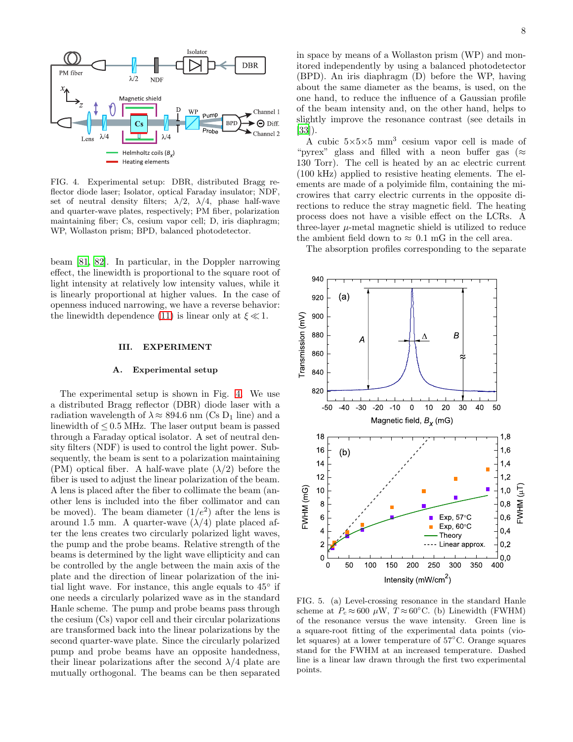FIG. 4. Experimental setup: DBR, distributed Bragg reflector diode laser; Isolator, optical Faraday insulator; NDF, set of neutral density filters; $\lambda/2$, $\lambda/4$, phase half-wave and quarter-wave plates, respectively; PM fiber, polarization maintaining fiber; Cs, cesium vapor cell; D, iris diaphragm; WP, Wollaston prism; BPD, balanced photodetector.

beam [81, 82]. In particular, in the Doppler narrowing effect, the linewidth is proportional to the square root of light intensity at relatively low intensity values, while it is linearly proportional at higher values. In the case of openness induced narrowing, we have a reverse behavior: the linewidth dependence (11) is linear only at $\xi \ll 1$.

## III. EXPERIMENT

### A. Experimental setup

The experimental setup is shown in Fig. 4. We use a distributed Bragg reflector (DBR) diode laser with a radiation wavelength of $\lambda \approx 894.6$ nm (Cs $D_1$ line) and a linewidth of $\leq 0.5$ MHz. The laser output beam is passed through a Faraday optical isolator. A set of neutral density filters (NDF) is used to control the light power. Subsequently, the beam is sent to a polarization maintaining (PM) optical fiber. A half-wave plate ($\lambda/2$) before the fiber is used to adjust the linear polarization of the beam. A lens is placed after the fiber to collimate the beam (another lens is included into the fiber collimator and can be moved). The beam diameter ($1/e^2$) after the lens is around 1.5 mm. A quarter-wave ($\lambda/4$) plate placed after the lens creates two circularly polarized light waves, the pump and the probe beams. Relative strength of the beams is determined by the light wave ellipticity and can be controlled by the angle between the main axis of the plate and the direction of linear polarization of the initial light wave. For instance, this angle equals to 45° if one needs a circularly polarized wave as in the standard Hanle scheme. The pump and probe beams pass through the cesium (Cs) vapor cell and their circular polarizations are transformed back into the linear polarizations by the second quarter-wave plate. Since the circularly polarized pump and probe beams have an opposite handedness, their linear polarizations after the second $\lambda/4$ plate are mutually orthogonal. The beams can be then separated in space by means of a Wollaston prism (WP) and monitored independently by using a balanced photodetector (BPD). An iris diaphragm (D) before the WP, having about the same diameter as the beams, is used, on the one hand, to reduce the influence of a Gaussian profile of the beam intensity and, on the other hand, helps to slightly improve the resonance contrast (see details in [33]).

A cubic $5\times5\times5$ mm$^3$ cesium vapor cell is made of "pyrex" glass and filled with a neon buffer gas ($\approx$ 130 Torr). The cell is heated by an ac electric current (100 kHz) applied to resistive heating elements. The elements are made of a polyimide film, containing the microwires that carry electric currents in the opposite directions to reduce the stray magnetic field. The heating process does not have a visible effect on the LCRs. A three-layer $\mu$-metal magnetic shield is utilized to reduce the ambient field down to $\approx 0.1$ mG in the cell area.

The absorption profiles corresponding to the separate

FIG. 5. (a) Level-crossing resonance in the standard Hanle scheme at $P_c \approx 600$ $\mu$W, $T \approx 60$°C. (b) Linewidth (FWHM) of the resonance versus the wave intensity. Green line is a square-root fitting of the experimental data points (violet squares) at a lower temperature of 57°C. Orange squares stand for the FWHM at an increased temperature. Dashed line is a linear law drawn through the first two experimental points.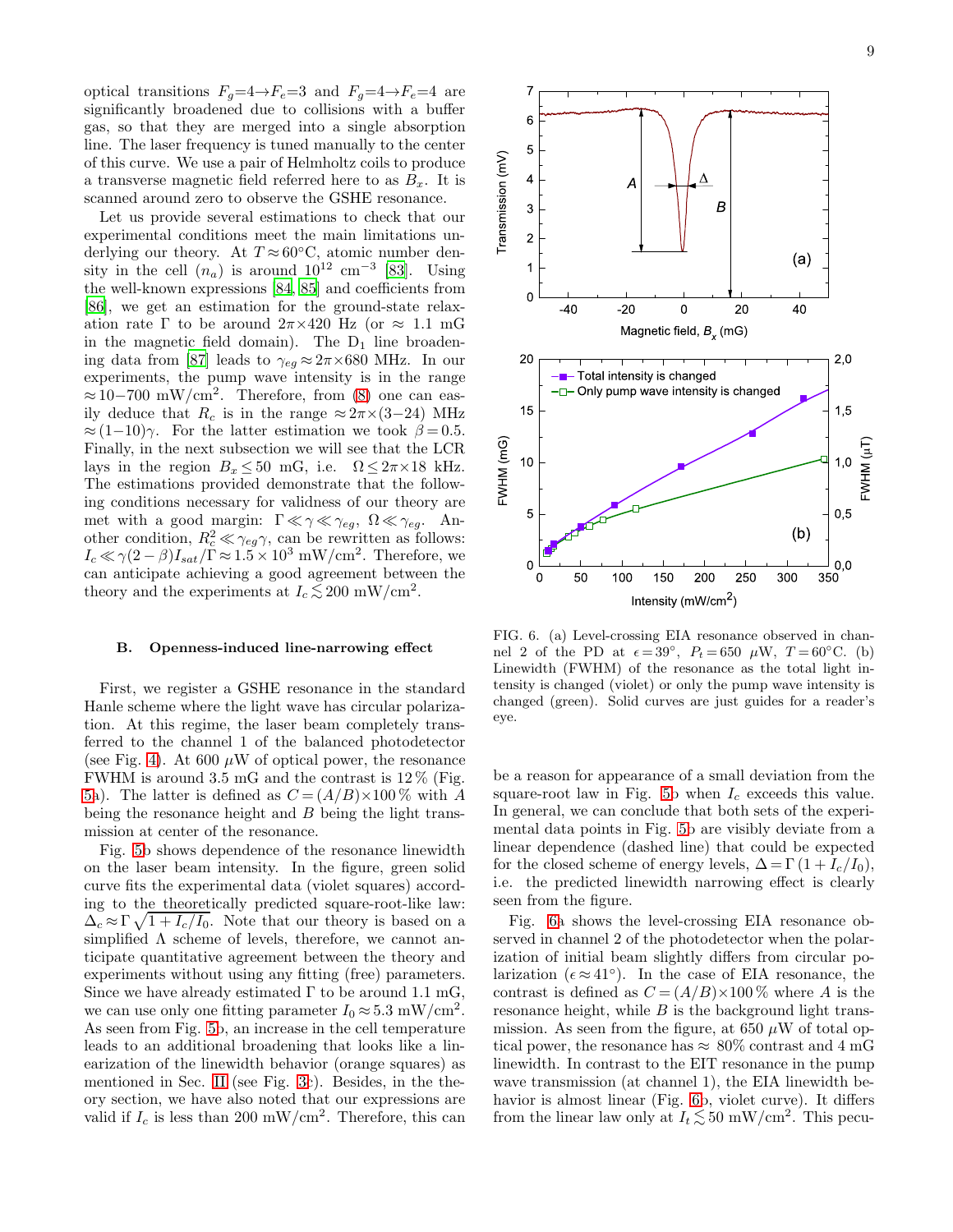optical transitions $F_g=4 \rightarrow F_e=3$ and $F_g=4 \rightarrow F_e=4$ are significantly broadened due to collisions with a buffer gas, so that they are merged into a single absorption line. The laser frequency is tuned manually to the center of this curve. We use a pair of Helmholtz coils to produce a transverse magnetic field referred here to as $B_x$. It is scanned around zero to observe the GSHE resonance.

Let us provide several estimations to check that our experimental conditions meet the main limitations underlying our theory. At $T\approx 60°$C, atomic number density in the cell ($n_a$) is around $10^{12}$ cm$^{-3}$ [83]. Using the well-known expressions [84, 85] and coefficients from [86], we get an estimation for the ground-state relaxation rate $\Gamma$ to be around $2\pi\times 420$ Hz (or $\approx$ 1.1 mG in the magnetic field domain). The D$_1$ line broadening data from [87] leads to $\gamma_{eg}\approx 2\pi\times 680$ MHz. In our experiments, the pump wave intensity is in the range $\approx 10-700$ mW/cm$^2$. Therefore, from (8) one can easily deduce that $R_c$ is in the range $\approx 2\pi\times(3-24)$ MHz $\approx(1-10)\gamma$. For the latter estimation we took $\beta=0.5$. Finally, in the next subsection we will see that the LCR lays in the region $B_x \leq 50$ mG, i.e. $\Omega \leq 2\pi\times 18$ kHz. The estimations provided demonstrate that the following conditions necessary for validness of our theory are met with a good margin: $\Gamma \ll \gamma \ll \gamma_{eg}$, $\Omega \ll \gamma_{eg}$. Another condition, $R_c^2 \ll \gamma_{eg}\gamma$, can be rewritten as follows: $I_c \ll \gamma(2-\beta)I_{sat}/\Gamma \approx 1.5\times 10^3$ mW/cm$^2$. Therefore, we can anticipate achieving a good agreement between the theory and the experiments at $I_c \lesssim 200$ mW/cm$^2$.

### B. Openness-induced line-narrowing effect

First, we register a GSHE resonance in the standard Hanle scheme where the light wave has circular polarization. At this regime, the laser beam completely transferred to the channel 1 of the balanced photodetector (see Fig. 4). At 600 $\mu$W of optical power, the resonance FWHM is around 3.5 mG and the contrast is 12 % (Fig. 5a). The latter is defined as $C=(A/B)\times 100\,\%$ with $A$ being the resonance height and $B$ being the light transmission at center of the resonance.

Fig. 5b shows dependence of the resonance linewidth on the laser beam intensity. In the figure, green solid curve fits the experimental data (violet squares) according to the theoretically predicted square-root-like law: $\Delta_c \approx \Gamma\sqrt{1+I_c/I_0}$. Note that our theory is based on a simplified $\Lambda$ scheme of levels, therefore, we cannot anticipate quantitative agreement between the theory and experiments without using any fitting (free) parameters. Since we have already estimated $\Gamma$ to be around 1.1 mG, we can use only one fitting parameter $I_0 \approx 5.3$ mW/cm$^2$. As seen from Fig. 5b, an increase in the cell temperature leads to an additional broadening that looks like a linearization of the linewidth behavior (orange squares) as mentioned in Sec. II (see Fig. 3c). Besides, in the theory section, we have also noted that our expressions are valid if $I_c$ is less than 200 mW/cm$^2$. Therefore, this can be a reason for appearance of a small deviation from the square-root law in Fig. 5b when $I_c$ exceeds this value. In general, we can conclude that both sets of the experimental data points in Fig. 5b are visibly deviate from a linear dependence (dashed line) that could be expected for the closed scheme of energy levels, $\Delta=\Gamma\,(1+I_c/I_0)$, i.e. the predicted linewidth narrowing effect is clearly seen from the figure.

FIG. 6. (a) Level-crossing EIA resonance observed in channel 2 of the PD at $\epsilon=39°$, $P_t=650$ $\mu$W, $T=60°$C. (b) Linewidth (FWHM) of the resonance as the total light intensity is changed (violet) or only the pump wave intensity is changed (green). Solid curves are just guides for a reader's eye.

Fig. 6a shows the level-crossing EIA resonance observed in channel 2 of the photodetector when the polarization of initial beam slightly differs from circular polarization ($\epsilon\approx 41°$). In the case of EIA resonance, the contrast is defined as $C=(A/B)\times 100\,\%$ where $A$ is the resonance height, while $B$ is the background light transmission. As seen from the figure, at 650 $\mu$W of total optical power, the resonance has $\approx$ 80% contrast and 4 mG linewidth. In contrast to the EIT resonance in the pump wave transmission (at channel 1), the EIA linewidth behavior is almost linear (Fig. 6b, violet curve). It differs from the linear law only at $I_t \lesssim 50$ mW/cm$^2$. This pecu-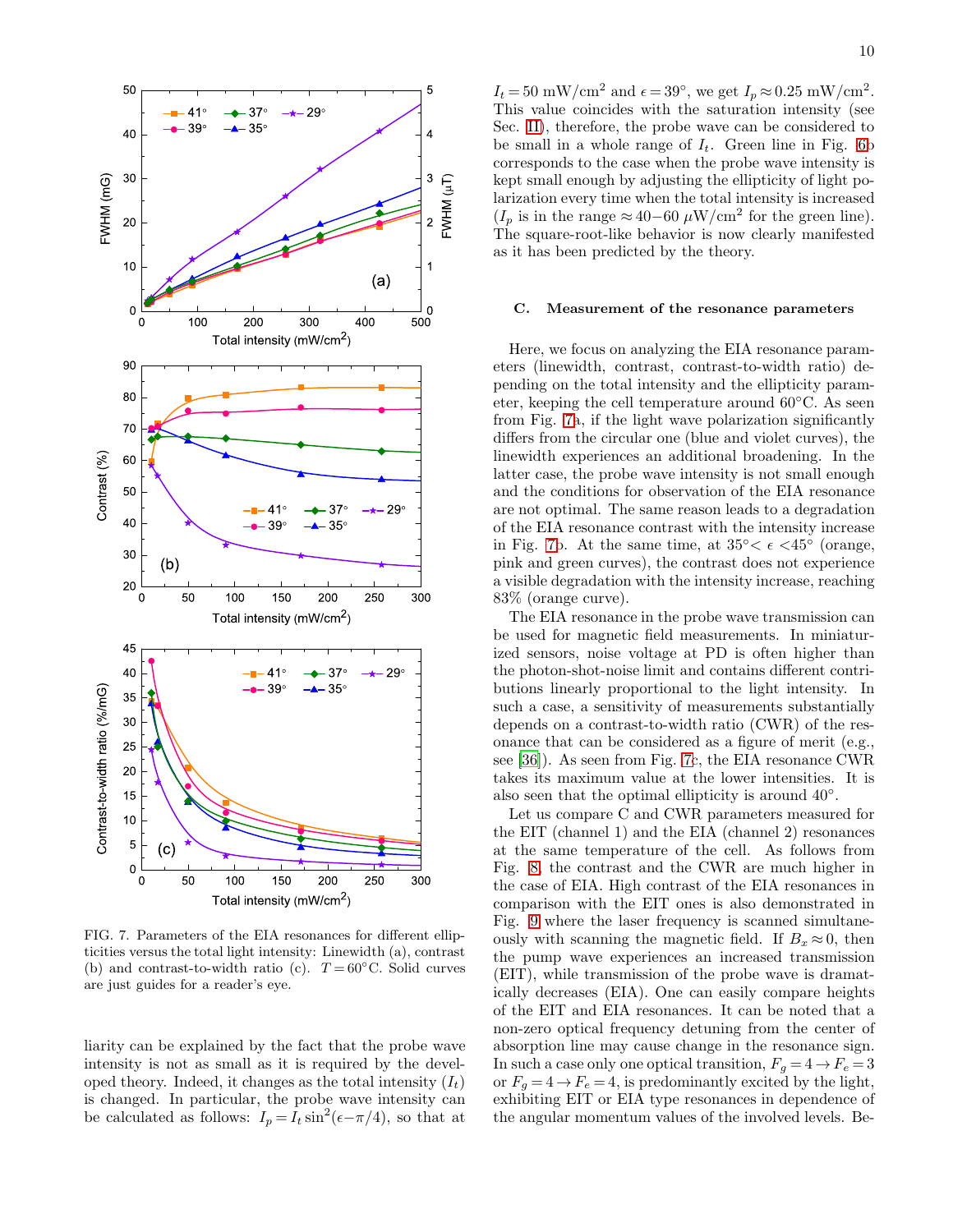FIG. 7. Parameters of the EIA resonances for different ellipticities versus the total light intensity: Linewidth (a), contrast (b) and contrast-to-width ratio (c). $T = 60^{\circ}$C. Solid curves are just guides for a reader's eye.

liarity can be explained by the fact that the probe wave intensity is not as small as it is required by the developed theory. Indeed, it changes as the total intensity ($I_t$) is changed. In particular, the probe wave intensity can be calculated as follows: $I_p = I_t \sin^2(\epsilon - \pi/4)$, so that at $I_t = 50$ mW/cm$^2$ and $\epsilon = 39^{\circ}$, we get $I_p \approx 0.25$ mW/cm$^2$. This value coincides with the saturation intensity (see Sec. II), therefore, the probe wave can be considered to be small in a whole range of $I_t$. Green line in Fig. 6b corresponds to the case when the probe wave intensity is kept small enough by adjusting the ellipticity of light polarization every time when the total intensity is increased ($I_p$ is in the range $\approx 40-60$ $\mu$W/cm$^2$ for the green line). The square-root-like behavior is now clearly manifested as it has been predicted by the theory.

### C. Measurement of the resonance parameters

Here, we focus on analyzing the EIA resonance parameters (linewidth, contrast, contrast-to-width ratio) depending on the total intensity and the ellipticity parameter, keeping the cell temperature around 60°C. As seen from Fig. 7a, if the light wave polarization significantly differs from the circular one (blue and violet curves), the linewidth experiences an additional broadening. In the latter case, the probe wave intensity is not small enough and the conditions for observation of the EIA resonance are not optimal. The same reason leads to a degradation of the EIA resonance contrast with the intensity increase in Fig. 7b. At the same time, at $35^{\circ} < \epsilon < 45^{\circ}$ (orange, pink and green curves), the contrast does not experience a visible degradation with the intensity increase, reaching 83% (orange curve).

The EIA resonance in the probe wave transmission can be used for magnetic field measurements. In miniaturized sensors, noise voltage at PD is often higher than the photon-shot-noise limit and contains different contributions linearly proportional to the light intensity. In such a case, a sensitivity of measurements substantially depends on a contrast-to-width ratio (CWR) of the resonance that can be considered as a figure of merit (e.g., see [36]). As seen from Fig. 7c, the EIA resonance CWR takes its maximum value at the lower intensities. It is also seen that the optimal ellipticity is around 40°.

Let us compare C and CWR parameters measured for the EIT (channel 1) and the EIA (channel 2) resonances at the same temperature of the cell. As follows from Fig. 8, the contrast and the CWR are much higher in the case of EIA. High contrast of the EIA resonances in comparison with the EIT ones is also demonstrated in Fig. 9 where the laser frequency is scanned simultaneously with scanning the magnetic field. If $B_x \approx 0$, then the pump wave experiences an increased transmission (EIT), while transmission of the probe wave is dramatically decreases (EIA). One can easily compare heights of the EIT and EIA resonances. It can be noted that a non-zero optical frequency detuning from the center of absorption line may cause change in the resonance sign. In such a case only one optical transition, $F_g = 4 \rightarrow F_e = 3$ or $F_g = 4 \rightarrow F_e = 4$, is predominantly excited by the light, exhibiting EIT or EIA type resonances in dependence of the angular momentum values of the involved levels. Be-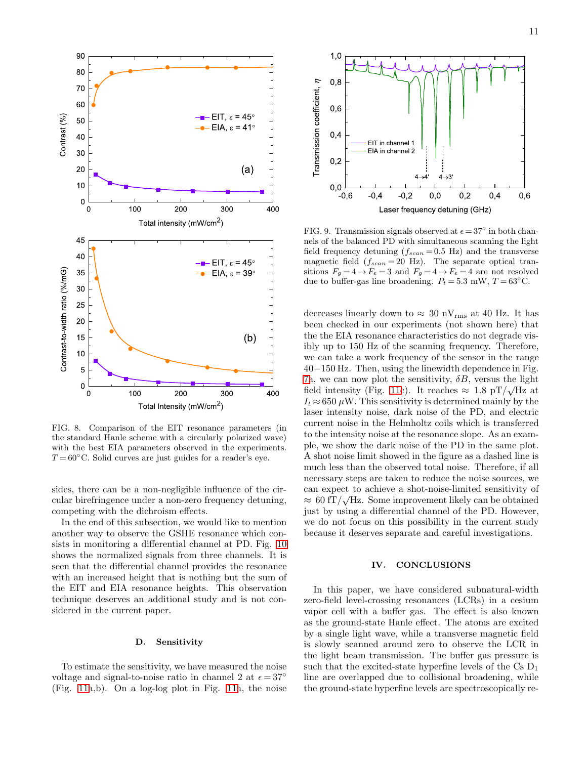FIG. 8. Comparison of the EIT resonance parameters (in the standard Hanle scheme with a circularly polarized wave) with the best EIA parameters observed in the experiments. $T = 60°$C. Solid curves are just guides for a reader's eye.

FIG. 9. Transmission signals observed at $\epsilon = 37°$ in both channels of the balanced PD with simultaneous scanning the light field frequency detuning ($f_{scan} = 0.5$ Hz) and the transverse magnetic field ($f_{scan} = 20$ Hz). The separate optical transitions $F_g = 4 \rightarrow F_e = 3$ and $F_g = 4 \rightarrow F_e = 4$ are not resolved due to buffer-gas line broadening. $P_t = 5.3$ mW, $T = 63°$C.

sides, there can be a non-negligible influence of the circular birefringence under a non-zero frequency detuning, competing with the dichroism effects.

In the end of this subsection, we would like to mention another way to observe the GSHE resonance which consists in monitoring a differential channel at PD. Fig. 10 shows the normalized signals from three channels. It is seen that the differential channel provides the resonance with an increased height that is nothing but the sum of the EIT and EIA resonance heights. This observation technique deserves an additional study and is not considered in the current paper.

### D. Sensitivity

To estimate the sensitivity, we have measured the noise voltage and signal-to-noise ratio in channel 2 at $\epsilon = 37°$ (Fig. 11a,b). On a log-log plot in Fig. 11a, the noise decreases linearly down to $\approx 30$ nV$_{\rm rms}$ at 40 Hz. It has been checked in our experiments (not shown here) that the the EIA resonance characteristics do not degrade visibly up to 150 Hz of the scanning frequency. Therefore, we can take a work frequency of the sensor in the range 40−150 Hz. Then, using the linewidth dependence in Fig. 7a, we can now plot the sensitivity, $\delta B$, versus the light field intensity (Fig. 11c). It reaches $\approx 1.8$ pT/$\sqrt{\rm Hz}$ at $I_t \approx 650$ $\mu$W. This sensitivity is determined mainly by the laser intensity noise, dark noise of the PD, and electric current noise in the Helmholtz coils which is transferred to the intensity noise at the resonance slope. As an example, we show the dark noise of the PD in the same plot. A shot noise limit showed in the figure as a dashed line is much less than the observed total noise. Therefore, if all necessary steps are taken to reduce the noise sources, we can expect to achieve a shot-noise-limited sensitivity of $\approx 60$ fT/$\sqrt{\rm Hz}$. Some improvement likely can be obtained just by using a differential channel of the PD. However, we do not focus on this possibility in the current study because it deserves separate and careful investigations.

## IV. CONCLUSIONS

In this paper, we have considered subnatural-width zero-field level-crossing resonances (LCRs) in a cesium vapor cell with a buffer gas. The effect is also known as the ground-state Hanle effect. The atoms are excited by a single light wave, while a transverse magnetic field is slowly scanned around zero to observe the LCR in the light beam transmission. The buffer gas pressure is such that the excited-state hyperfine levels of the Cs D$_1$ line are overlapped due to collisional broadening, while the ground-state hyperfine levels are spectroscopically re-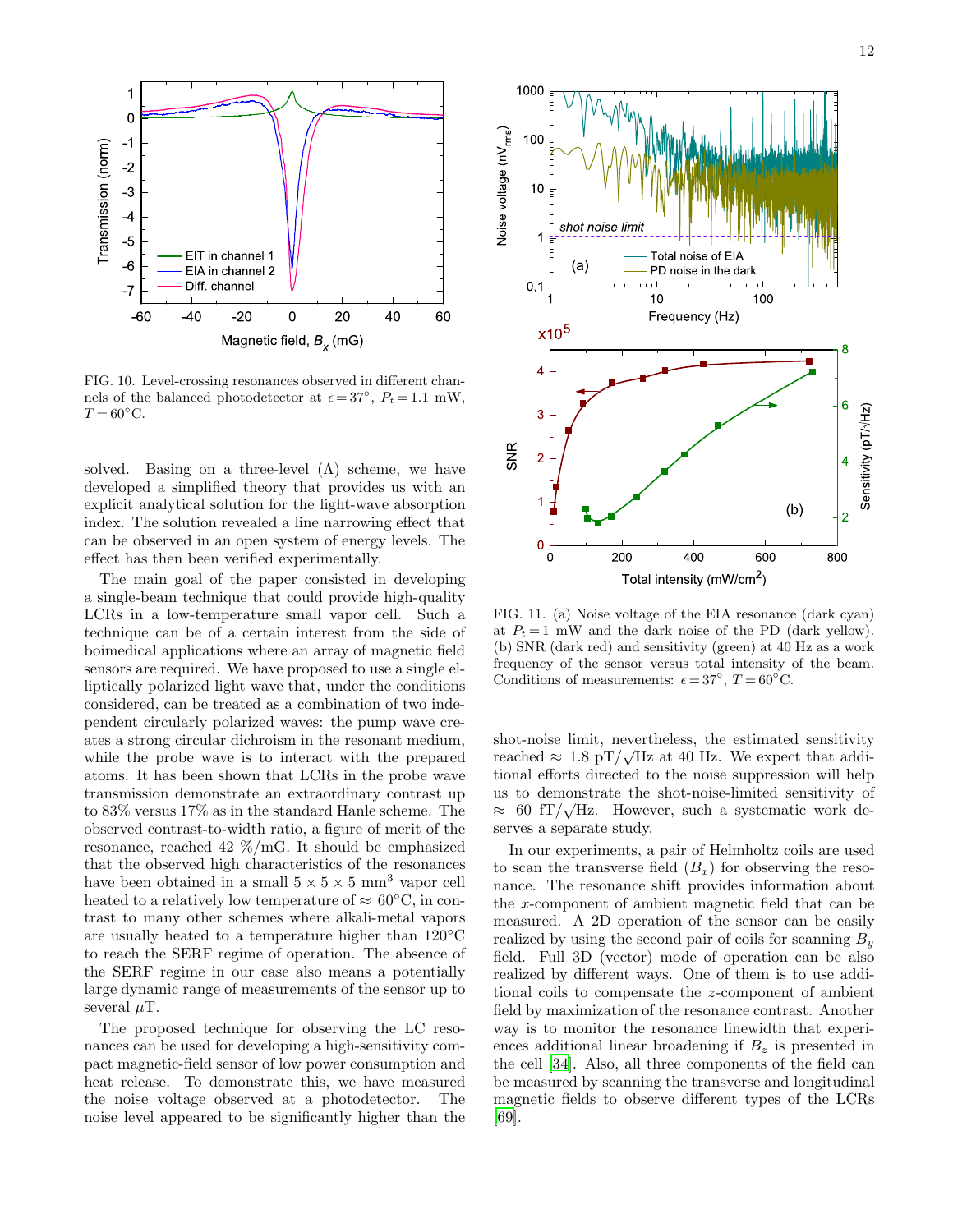FIG. 10. Level-crossing resonances observed in different channels of the balanced photodetector at $\epsilon = 37^{\circ}$, $P_t = 1.1$ mW, $T = 60^{\circ}$C.

solved. Basing on a three-level ($\Lambda$) scheme, we have developed a simplified theory that provides us with an explicit analytical solution for the light-wave absorption index. The solution revealed a line narrowing effect that can be observed in an open system of energy levels. The effect has then been verified experimentally.

The main goal of the paper consisted in developing a single-beam technique that could provide high-quality LCRs in a low-temperature small vapor cell. Such a technique can be of a certain interest from the side of boimedical applications where an array of magnetic field sensors are required. We have proposed to use a single elliptically polarized light wave that, under the conditions considered, can be treated as a combination of two independent circularly polarized waves: the pump wave creates a strong circular dichroism in the resonant medium, while the probe wave is to interact with the prepared atoms. It has been shown that LCRs in the probe wave transmission demonstrate an extraordinary contrast up to 83% versus 17% as in the standard Hanle scheme. The observed contrast-to-width ratio, a figure of merit of the resonance, reached 42 %/mG. It should be emphasized that the observed high characteristics of the resonances have been obtained in a small $5 \times 5 \times 5$ mm$^3$ vapor cell heated to a relatively low temperature of $\approx 60^{\circ}$C, in contrast to many other schemes where alkali-metal vapors are usually heated to a temperature higher than $120^{\circ}$C to reach the SERF regime of operation. The absence of the SERF regime in our case also means a potentially large dynamic range of measurements of the sensor up to several $\mu$T.

The proposed technique for observing the LC resonances can be used for developing a high-sensitivity compact magnetic-field sensor of low power consumption and heat release. To demonstrate this, we have measured the noise voltage observed at a photodetector. The noise level appeared to be significantly higher than the shot-noise limit, nevertheless, the estimated sensitivity reached $\approx 1.8$ pT/$\sqrt{\text{Hz}}$ at 40 Hz. We expect that additional efforts directed to the noise suppression will help us to demonstrate the shot-noise-limited sensitivity of $\approx 60$ fT/$\sqrt{\text{Hz}}$. However, such a systematic work deserves a separate study.

FIG. 11. (a) Noise voltage of the EIA resonance (dark cyan) at $P_t = 1$ mW and the dark noise of the PD (dark yellow). (b) SNR (dark red) and sensitivity (green) at 40 Hz as a work frequency of the sensor versus total intensity of the beam. Conditions of measurements: $\epsilon = 37^{\circ}$, $T = 60^{\circ}$C.

In our experiments, a pair of Helmholtz coils are used to scan the transverse field ($B_x$) for observing the resonance. The resonance shift provides information about the $x$-component of ambient magnetic field that can be measured. A 2D operation of the sensor can be easily realized by using the second pair of coils for scanning $B_y$ field. Full 3D (vector) mode of operation can be also realized by different ways. One of them is to use additional coils to compensate the $z$-component of ambient field by maximization of the resonance contrast. Another way is to monitor the resonance linewidth that experiences additional linear broadening if $B_z$ is presented in the cell [34]. Also, all three components of the field can be measured by scanning the transverse and longitudinal magnetic fields to observe different types of the LCRs [69].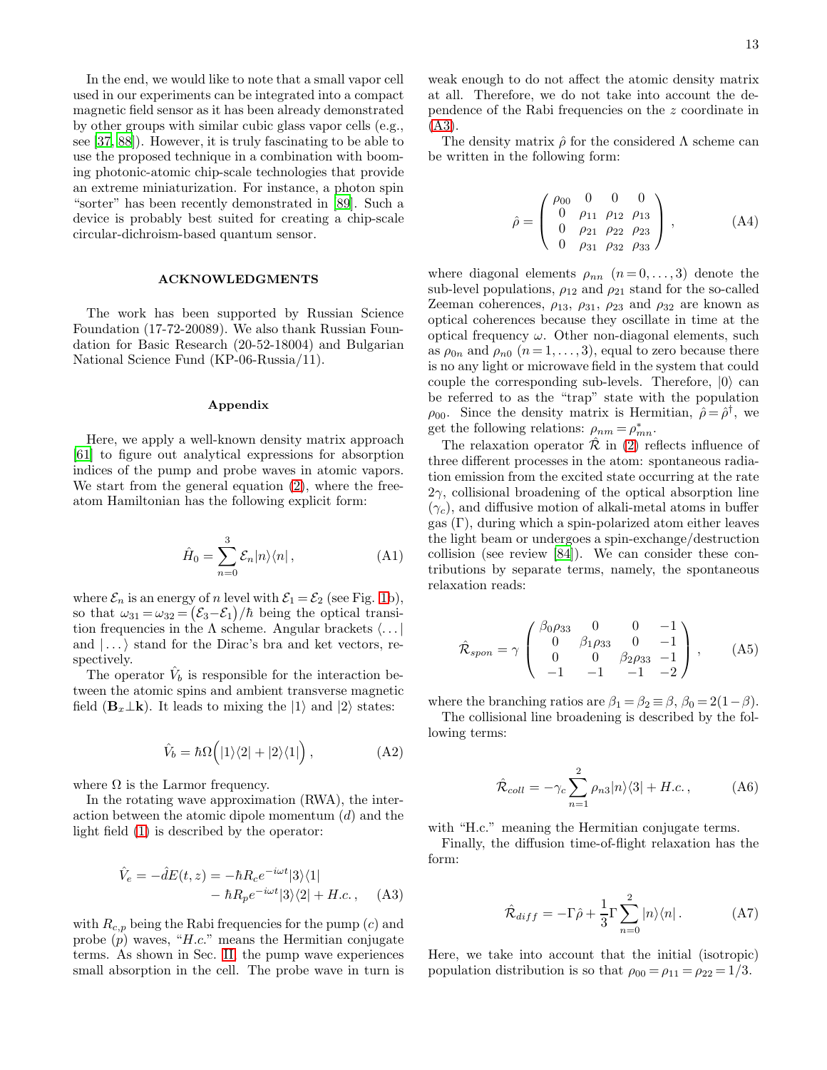In the end, we would like to note that a small vapor cell used in our experiments can be integrated into a compact magnetic field sensor as it has been already demonstrated by other groups with similar cubic glass vapor cells (e.g., see [37, 88]). However, it is truly fascinating to be able to use the proposed technique in a combination with booming photonic-atomic chip-scale technologies that provide an extreme miniaturization. For instance, a photon spin "sorter" has been recently demonstrated in [89]. Such a device is probably best suited for creating a chip-scale circular-dichroism-based quantum sensor.

## ACKNOWLEDGMENTS

The work has been supported by Russian Science Foundation (17-72-20089). We also thank Russian Foundation for Basic Research (20-52-18004) and Bulgarian National Science Fund (KP-06-Russia/11).

## Appendix

Here, we apply a well-known density matrix approach [61] to figure out analytical expressions for absorption indices of the pump and probe waves in atomic vapors. We start from the general equation (2), where the free-atom Hamiltonian has the following explicit form:

$$\hat{H}_0 = \sum_{n=0}^{3} \mathcal{E}_n |n\rangle\langle n| \,, \tag{A1}$$

where $\mathcal{E}_n$ is an energy of $n$ level with $\mathcal{E}_1 = \mathcal{E}_2$ (see Fig. 1b), so that $\omega_{31} = \omega_{32} = (\mathcal{E}_3 - \mathcal{E}_1)/\hbar$ being the optical transition frequencies in the $\Lambda$ scheme. Angular brackets $\langle \ldots |$ and $| \ldots \rangle$ stand for the Dirac's bra and ket vectors, respectively.

The operator $\hat{V}_b$ is responsible for the interaction between the atomic spins and ambient transverse magnetic field ($\mathbf{B}_x \perp \mathbf{k}$). It leads to mixing the $|1\rangle$ and $|2\rangle$ states:

$$\hat{V}_b = \hbar\Omega\Big(|1\rangle\langle 2| + |2\rangle\langle 1|\Big) \,, \tag{A2}$$

where $\Omega$ is the Larmor frequency.

In the rotating wave approximation (RWA), the interaction between the atomic dipole momentum ($d$) and the light field (1) is described by the operator:

$$\begin{aligned}\hat{V}_e = -\hat{d}E(t,z) = -\hbar R_c e^{-i\omega t}|3\rangle\langle 1| \\ -\hbar R_p e^{-i\omega t}|3\rangle\langle 2| + H.c.\,,\end{aligned} \tag{A3}$$

with $R_{c,p}$ being the Rabi frequencies for the pump ($c$) and probe ($p$) waves, "$H.c.$" means the Hermitian conjugate terms. As shown in Sec. II, the pump wave experiences small absorption in the cell. The probe wave in turn is weak enough to do not affect the atomic density matrix at all. Therefore, we do not take into account the dependence of the Rabi frequencies on the $z$ coordinate in (A3).

The density matrix $\hat{\rho}$ for the considered $\Lambda$ scheme can be written in the following form:

$$\hat{\rho} = \begin{pmatrix} \rho_{00} & 0 & 0 & 0 \\ 0 & \rho_{11} & \rho_{12} & \rho_{13} \\ 0 & \rho_{21} & \rho_{22} & \rho_{23} \\ 0 & \rho_{31} & \rho_{32} & \rho_{33} \end{pmatrix} \,, \tag{A4}$$

where diagonal elements $\rho_{nn}$ $(n = 0, \ldots, 3)$ denote the sub-level populations, $\rho_{12}$ and $\rho_{21}$ stand for the so-called Zeeman coherences, $\rho_{13}$, $\rho_{31}$, $\rho_{23}$ and $\rho_{32}$ are known as optical coherences because they oscillate in time at the optical frequency $\omega$. Other non-diagonal elements, such as $\rho_{0n}$ and $\rho_{n0}$ $(n = 1, \ldots, 3)$, equal to zero because there is no any light or microwave field in the system that could couple the corresponding sub-levels. Therefore, $|0\rangle$ can be referred to as the "trap" state with the population $\rho_{00}$. Since the density matrix is Hermitian, $\hat{\rho} = \hat{\rho}^{\dagger}$, we get the following relations: $\rho_{nm} = \rho^*_{mn}$.

The relaxation operator $\hat{\mathcal{R}}$ in (2) reflects influence of three different processes in the atom: spontaneous radiation emission from the excited state occurring at the rate $2\gamma$, collisional broadening of the optical absorption line ($\gamma_c$), and diffusive motion of alkali-metal atoms in buffer gas ($\Gamma$), during which a spin-polarized atom either leaves the light beam or undergoes a spin-exchange/destruction collision (see review [84]). We can consider these contributions by separate terms, namely, the spontaneous relaxation reads:

$$\hat{\mathcal{R}}_{spon} = \gamma \begin{pmatrix} \beta_0\rho_{33} & 0 & 0 & -1 \\ 0 & \beta_1\rho_{33} & 0 & -1 \\ 0 & 0 & \beta_2\rho_{33} & -1 \\ -1 & -1 & -1 & -2 \end{pmatrix} \,, \tag{A5}$$

where the branching ratios are $\beta_1 = \beta_2 \equiv \beta$, $\beta_0 = 2(1-\beta)$.

The collisional line broadening is described by the following terms:

$$\hat{\mathcal{R}}_{coll} = -\gamma_c \sum_{n=1}^{2} \rho_{n3} |n\rangle\langle 3| + H.c.\,, \tag{A6}$$

with "H.c." meaning the Hermitian conjugate terms.

Finally, the diffusion time-of-flight relaxation has the form:

$$\hat{\mathcal{R}}_{diff} = -\Gamma\hat{\rho} + \frac{1}{3}\Gamma \sum_{n=0}^{2} |n\rangle\langle n| \,. \tag{A7}$$

Here, we take into account that the initial (isotropic) population distribution is so that $\rho_{00} = \rho_{11} = \rho_{22} = 1/3$.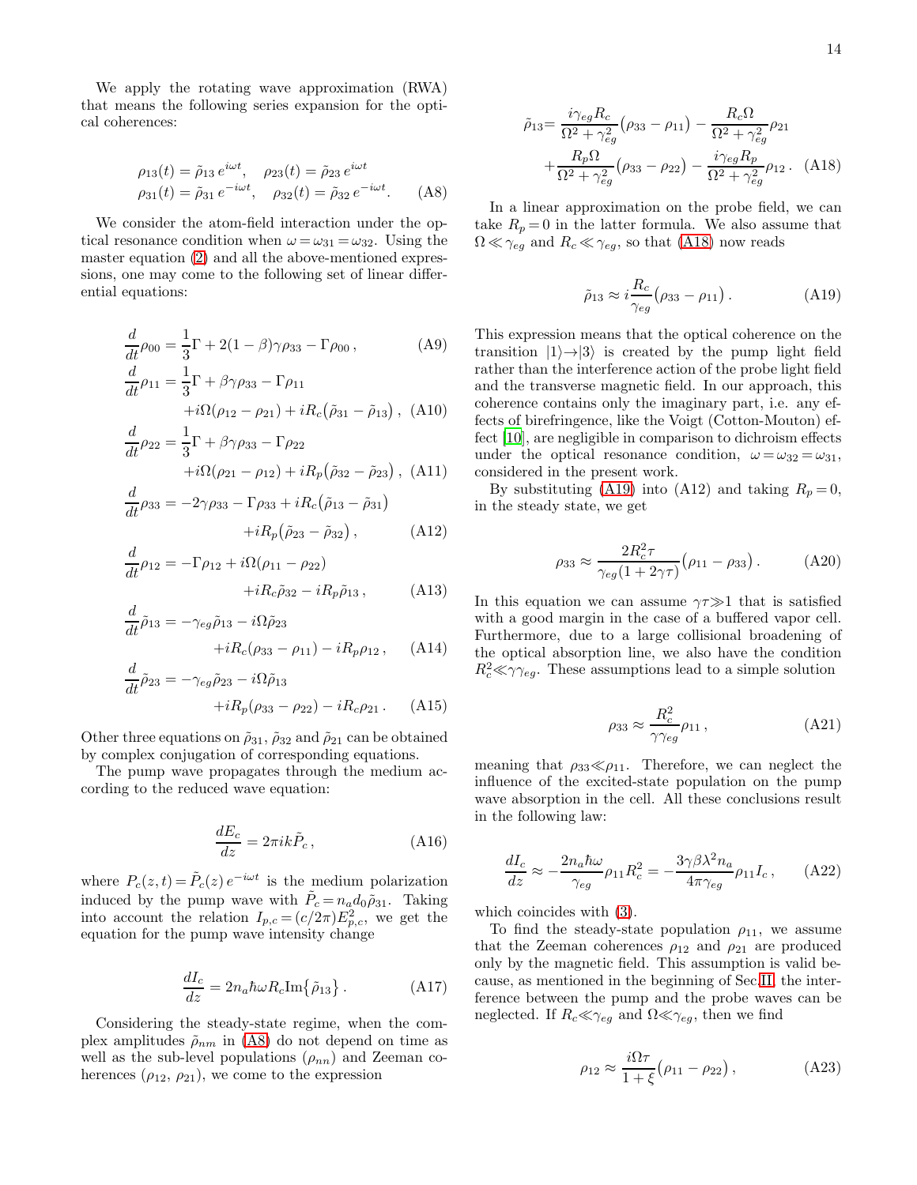We apply the rotating wave approximation (RWA) that means the following series expansion for the optical coherences:

$$
\begin{aligned}
\rho_{13}(t) &= \tilde{\rho}_{13}\, e^{i\omega t}, \quad \rho_{23}(t) = \tilde{\rho}_{23}\, e^{i\omega t} \\
\rho_{31}(t) &= \tilde{\rho}_{31}\, e^{-i\omega t}, \quad \rho_{32}(t) = \tilde{\rho}_{32}\, e^{-i\omega t}. \qquad \text{(A8)}
\end{aligned}
$$

We consider the atom-field interaction under the optical resonance condition when $\omega = \omega_{31} = \omega_{32}$. Using the master equation (2) and all the above-mentioned expressions, one may come to the following set of linear differential equations:

$$
\frac{d}{dt}\rho_{00} = \frac{1}{3}\Gamma + 2(1-\beta)\gamma\rho_{33} - \Gamma\rho_{00}\,, \qquad \text{(A9)}
$$

$$
\begin{aligned}
\frac{d}{dt}\rho_{11} = \frac{1}{3}\Gamma &+ \beta\gamma\rho_{33} - \Gamma\rho_{11} \\
&+ i\Omega\big(\rho_{12} - \rho_{21}\big) + iR_c\big(\tilde{\rho}_{31} - \tilde{\rho}_{13}\big)\,, \qquad \text{(A10)}
\end{aligned}
$$

$$
\begin{aligned}
\frac{d}{dt}\rho_{22} = \frac{1}{3}\Gamma &+ \beta\gamma\rho_{33} - \Gamma\rho_{22} \\
&+ i\Omega\big(\rho_{21} - \rho_{12}\big) + iR_p\big(\tilde{\rho}_{32} - \tilde{\rho}_{23}\big)\,, \qquad \text{(A11)}
\end{aligned}
$$

$$
\begin{aligned}
\frac{d}{dt}\rho_{33} = -2\gamma\rho_{33} &- \Gamma\rho_{33} + iR_c\big(\tilde{\rho}_{13} - \tilde{\rho}_{31}\big) \\
&+ iR_p\big(\tilde{\rho}_{23} - \tilde{\rho}_{32}\big)\,, \qquad \text{(A12)}
\end{aligned}
$$

$$
\begin{aligned}
\frac{d}{dt}\rho_{12} = -\Gamma\rho_{12} &+ i\Omega(\rho_{11} - \rho_{22}) \\
&+ iR_c\tilde{\rho}_{32} - iR_p\tilde{\rho}_{13}\,, \qquad \text{(A13)}
\end{aligned}
$$

$$
\begin{aligned}
\frac{d}{dt}\tilde{\rho}_{13} = -\gamma_{eg}\tilde{\rho}_{13} &- i\Omega\tilde{\rho}_{23} \\
&+ iR_c(\rho_{33} - \rho_{11}) - iR_p\rho_{12}\,, \qquad \text{(A14)}
\end{aligned}
$$

$$
\begin{aligned}
\frac{d}{dt}\tilde{\rho}_{23} = -\gamma_{eg}\tilde{\rho}_{23} &- i\Omega\tilde{\rho}_{13} \\
&+ iR_p(\rho_{33} - \rho_{22}) - iR_c\rho_{21}\,. \qquad \text{(A15)}
\end{aligned}
$$

Other three equations on $\tilde{\rho}_{31}$, $\tilde{\rho}_{32}$ and $\tilde{\rho}_{21}$ can be obtained by complex conjugation of corresponding equations.

The pump wave propagates through the medium according to the reduced wave equation:

$$
\frac{dE_c}{dz} = 2\pi i k \tilde{P}_c\,, \qquad \text{(A16)}
$$

where $P_c(z,t) = \tilde{P}_c(z)\, e^{-i\omega t}$ is the medium polarization induced by the pump wave with $\tilde{P}_c = n_a d_0 \tilde{\rho}_{31}$. Taking into account the relation $I_{p,c} = (c/2\pi)E^2_{p,c}$, we get the equation for the pump wave intensity change

$$
\frac{dI_c}{dz} = 2n_a\hbar\omega R_c \mathrm{Im}\big\{\tilde{\rho}_{13}\big\}\,. \qquad \text{(A17)}
$$

Considering the steady-state regime, when the complex amplitudes $\tilde{\rho}_{nm}$ in (A8) do not depend on time as well as the sub-level populations ($\rho_{nn}$) and Zeeman coherences ($\rho_{12}$, $\rho_{21}$), we come to the expression

$$
\begin{aligned}
\tilde{\rho}_{13} = &\frac{i\gamma_{eg}R_c}{\Omega^2 + \gamma_{eg}^2}\big(\rho_{33} - \rho_{11}\big) - \frac{R_c\Omega}{\Omega^2 + \gamma_{eg}^2}\rho_{21} \\
&+ \frac{R_p\Omega}{\Omega^2 + \gamma_{eg}^2}\big(\rho_{33} - \rho_{22}\big) - \frac{i\gamma_{eg}R_p}{\Omega^2 + \gamma_{eg}^2}\rho_{12}\,. \qquad \text{(A18)}
\end{aligned}
$$

In a linear approximation on the probe field, we can take $R_p = 0$ in the latter formula. We also assume that $\Omega \ll \gamma_{eg}$ and $R_c \ll \gamma_{eg}$, so that (A18) now reads

$$
\tilde{\rho}_{13} \approx i\frac{R_c}{\gamma_{eg}}\big(\rho_{33} - \rho_{11}\big)\,. \qquad \text{(A19)}
$$

This expression means that the optical coherence on the transition $|1\rangle \to |3\rangle$ is created by the pump light field rather than the interference action of the probe light field and the transverse magnetic field. In our approach, this coherence contains only the imaginary part, i.e. any effects of birefringence, like the Voigt (Cotton-Mouton) effect [10], are negligible in comparison to dichroism effects under the optical resonance condition, $\omega = \omega_{32} = \omega_{31}$, considered in the present work.

By substituting (A19) into (A12) and taking $R_p = 0$, in the steady state, we get

$$
\rho_{33} \approx \frac{2R_c^2\tau}{\gamma_{eg}(1 + 2\gamma\tau)}\big(\rho_{11} - \rho_{33}\big)\,. \qquad \text{(A20)}
$$

In this equation we can assume $\gamma\tau \gg 1$ that is satisfied with a good margin in the case of a buffered vapor cell. Furthermore, due to a large collisional broadening of the optical absorption line, we also have the condition $R_c^2 \ll \gamma\gamma_{eg}$. These assumptions lead to a simple solution

$$
\rho_{33} \approx \frac{R_c^2}{\gamma\gamma_{eg}}\rho_{11}\,, \qquad \text{(A21)}
$$

meaning that $\rho_{33} \ll \rho_{11}$. Therefore, we can neglect the influence of the excited-state population on the pump wave absorption in the cell. All these conclusions result in the following law:

$$
\frac{dI_c}{dz} \approx -\frac{2n_a\hbar\omega}{\gamma_{eg}}\rho_{11}R_c^2 = -\frac{3\gamma\beta\lambda^2 n_a}{4\pi\gamma_{eg}}\rho_{11}I_c\,, \qquad \text{(A22)}
$$

which coincides with (3).

To find the steady-state population $\rho_{11}$, we assume that the Zeeman coherences $\rho_{12}$ and $\rho_{21}$ are produced only by the magnetic field. This assumption is valid because, as mentioned in the beginning of Sec. II, the interference between the pump and the probe waves can be neglected. If $R_c \ll \gamma_{eg}$ and $\Omega \ll \gamma_{eg}$, then we find

$$
\rho_{12} \approx \frac{i\Omega\tau}{1 + \xi}\big(\rho_{11} - \rho_{22}\big)\,, \qquad \text{(A23)}
$$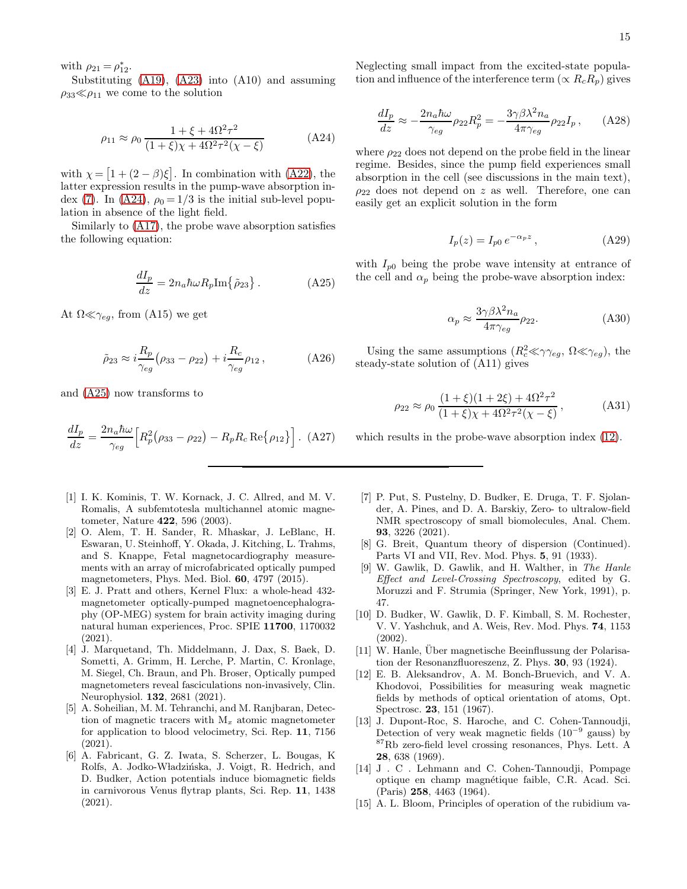with $\rho_{21} = \rho_{12}^*$.

Substituting (A19), (A23) into (A10) and assuming $\rho_{33} \ll \rho_{11}$ we come to the solution

$$\rho_{11} \approx \rho_0 \frac{1+\xi+4\Omega^2\tau^2}{(1+\xi)\chi + 4\Omega^2\tau^2(\chi-\xi)} \tag{A24}$$

with $\chi = \left[1+(2-\beta)\xi\right]$. In combination with (A22), the latter expression results in the pump-wave absorption index (7). In (A24), $\rho_0 = 1/3$ is the initial sub-level population in absence of the light field.

Similarly to (A17), the probe wave absorption satisfies the following equation:

$$\frac{dI_p}{dz} = 2n_a\hbar\omega R_p \mathrm{Im}\{\tilde{\rho}_{23}\}\,. \tag{A25}$$

At $\Omega \ll \gamma_{eg}$, from (A15) we get

$$\tilde{\rho}_{23} \approx i\frac{R_p}{\gamma_{eg}}(\rho_{33}-\rho_{22}) + i\frac{R_c}{\gamma_{eg}}\rho_{12}\,, \tag{A26}$$

and (A25) now transforms to

$$\frac{dI_p}{dz} = \frac{2n_a\hbar\omega}{\gamma_{eg}}\Big[R_p^2(\rho_{33}-\rho_{22}) - R_pR_c\,\mathrm{Re}\{\rho_{12}\}\Big]\,. \tag{A27}$$

Neglecting small impact from the excited-state population and influence of the interference term ($\propto R_cR_p$) gives

$$\frac{dI_p}{dz} \approx -\frac{2n_a\hbar\omega}{\gamma_{eg}}\rho_{22}R_p^2 = -\frac{3\gamma\beta\lambda^2 n_a}{4\pi\gamma_{eg}}\rho_{22}I_p\,, \tag{A28}$$

where $\rho_{22}$ does not depend on the probe field in the linear regime. Besides, since the pump field experiences small absorption in the cell (see discussions in the main text), $\rho_{22}$ does not depend on $z$ as well. Therefore, one can easily get an explicit solution in the form

$$I_p(z) = I_{p0}\,e^{-\alpha_p z}\,, \tag{A29}$$

with $I_{p0}$ being the probe wave intensity at entrance of the cell and $\alpha_p$ being the probe-wave absorption index:

$$\alpha_p \approx \frac{3\gamma\beta\lambda^2 n_a}{4\pi\gamma_{eg}}\rho_{22}. \tag{A30}$$

Using the same assumptions ($R_c^2 \ll \gamma\gamma_{eg}$, $\Omega \ll \gamma_{eg}$), the steady-state solution of (A11) gives

$$\rho_{22} \approx \rho_0 \frac{(1+\xi)(1+2\xi)+4\Omega^2\tau^2}{(1+\xi)\chi + 4\Omega^2\tau^2(\chi-\xi)}\,, \tag{A31}$$

which results in the probe-wave absorption index (12).

---

[1] I. K. Kominis, T. W. Kornack, J. C. Allred, and M. V. Romalis, A subfemtotesla multichannel atomic magnetometer, Nature **422**, 596 (2003).

[2] O. Alem, T. H. Sander, R. Mhaskar, J. LeBlanc, H. Eswaran, U. Steinhoff, Y. Okada, J. Kitching, L. Trahms, and S. Knappe, Fetal magnetocardiography measurements with an array of microfabricated optically pumped magnetometers, Phys. Med. Biol. **60**, 4797 (2015).

[3] E. J. Pratt and others, Kernel Flux: a whole-head 432-magnetometer optically-pumped magnetoencephalography (OP-MEG) system for brain activity imaging during natural human experiences, Proc. SPIE **11700**, 1170032 (2021).

[4] J. Marquetand, Th. Middelmann, J. Dax, S. Baek, D. Sometti, A. Grimm, H. Lerche, P. Martin, C. Kronlage, M. Siegel, Ch. Braun, and Ph. Broser, Optically pumped magnetometers reveal fasciculations non-invasively, Clin. Neurophysiol. **132**, 2681 (2021).

[5] A. Soheilian, M. M. Tehranchi, and M. Ranjbaran, Detection of magnetic tracers with $\mathrm{M}_x$ atomic magnetometer for application to blood velocimetry, Sci. Rep. **11**, 7156 (2021).

[6] A. Fabricant, G. Z. Iwata, S. Scherzer, L. Bougas, K Rolfs, A. Jodko-Władzińska, J. Voigt, R. Hedrich, and D. Budker, Action potentials induce biomagnetic fields in carnivorous Venus flytrap plants, Sci. Rep. **11**, 1438 (2021).

[7] P. Put, S. Pustelny, D. Budker, E. Druga, T. F. Sjolander, A. Pines, and D. A. Barskiy, Zero- to ultralow-field NMR spectroscopy of small biomolecules, Anal. Chem. **93**, 3226 (2021).

[8] G. Breit, Quantum theory of dispersion (Continued). Parts VI and VII, Rev. Mod. Phys. **5**, 91 (1933).

[9] W. Gawlik, D. Gawlik, and H. Walther, in *The Hanle Effect and Level-Crossing Spectroscopy*, edited by G. Moruzzi and F. Strumia (Springer, New York, 1991), p. 47.

[10] D. Budker, W. Gawlik, D. F. Kimball, S. M. Rochester, V. V. Yashchuk, and A. Weis, Rev. Mod. Phys. **74**, 1153 (2002).

[11] W. Hanle, Über magnetische Beeinflussung der Polarisation der Resonanzfluoreszenz, Z. Phys. **30**, 93 (1924).

[12] E. B. Aleksandrov, A. M. Bonch-Bruevich, and V. A. Khodovoi, Possibilities for measuring weak magnetic fields by methods of optical orientation of atoms, Opt. Spectrosc. **23**, 151 (1967).

[13] J. Dupont-Roc, S. Haroche, and C. Cohen-Tannoudji, Detection of very weak magnetic fields ($10^{-9}$ gauss) by $^{87}$Rb zero-field level crossing resonances, Phys. Lett. A **28**, 638 (1969).

[14] J . C . Lehmann and C. Cohen-Tannoudji, Pompage optique en champ magnétique faible, C.R. Acad. Sci. (Paris) **258**, 4463 (1964).

[15] A. L. Bloom, Principles of operation of the rubidium va-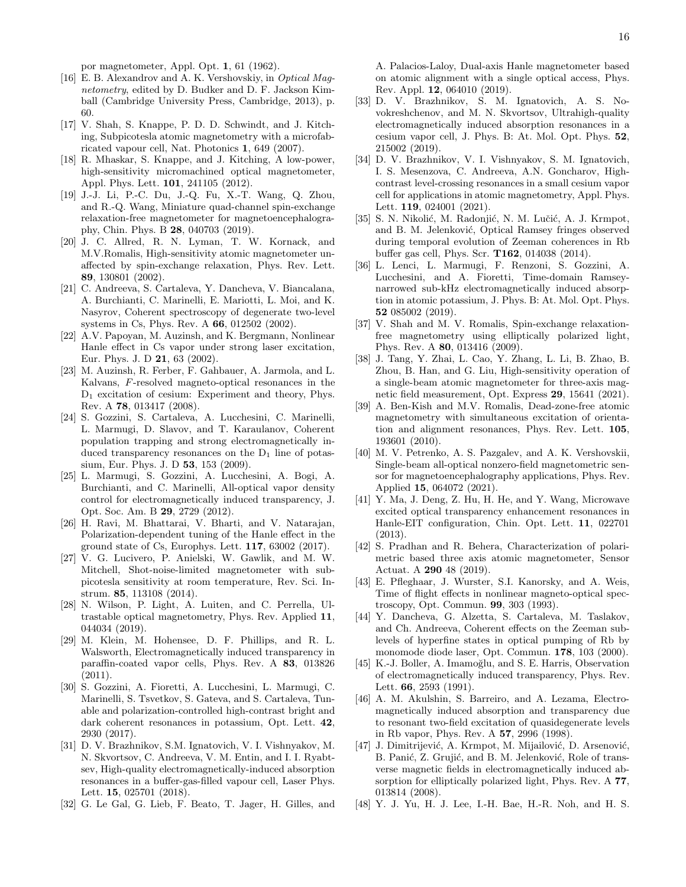por magnetometer, Appl. Opt. **1**, 61 (1962).

[16] E. B. Alexandrov and A. K. Vershovskiy, in *Optical Magnetometry*, edited by D. Budker and D. F. Jackson Kimball (Cambridge University Press, Cambridge, 2013), p. 60.

[17] V. Shah, S. Knappe, P. D. D. Schwindt, and J. Kitching, Subpicotesla atomic magnetometry with a microfabricated vapour cell, Nat. Photonics **1**, 649 (2007).

[18] R. Mhaskar, S. Knappe, and J. Kitching, A low-power, high-sensitivity micromachined optical magnetometer, Appl. Phys. Lett. **101**, 241105 (2012).

[19] J.-J. Li, P.-C. Du, J.-Q. Fu, X.-T. Wang, Q. Zhou, and R.-Q. Wang, Miniature quad-channel spin-exchange relaxation-free magnetometer for magnetoencephalography, Chin. Phys. B **28**, 040703 (2019).

[20] J. C. Allred, R. N. Lyman, T. W. Kornack, and M.V.Romalis, High-sensitivity atomic magnetometer unaffected by spin-exchange relaxation, Phys. Rev. Lett. **89**, 130801 (2002).

[21] C. Andreeva, S. Cartaleva, Y. Dancheva, V. Biancalana, A. Burchianti, C. Marinelli, E. Mariotti, L. Moi, and K. Nasyrov, Coherent spectroscopy of degenerate two-level systems in Cs, Phys. Rev. A **66**, 012502 (2002).

[22] A.V. Papoyan, M. Auzinsh, and K. Bergmann, Nonlinear Hanle effect in Cs vapor under strong laser excitation, Eur. Phys. J. D **21**, 63 (2002).

[23] M. Auzinsh, R. Ferber, F. Gahbauer, A. Jarmola, and L. Kalvans, $F$-resolved magneto-optical resonances in the $D_1$ excitation of cesium: Experiment and theory, Phys. Rev. A **78**, 013417 (2008).

[24] S. Gozzini, S. Cartaleva, A. Lucchesini, C. Marinelli, L. Marmugi, D. Slavov, and T. Karaulanov, Coherent population trapping and strong electromagnetically induced transparency resonances on the $D_1$ line of potassium, Eur. Phys. J. D **53**, 153 (2009).

[25] L. Marmugi, S. Gozzini, A. Lucchesini, A. Bogi, A. Burchianti, and C. Marinelli, All-optical vapor density control for electromagnetically induced transparency, J. Opt. Soc. Am. B **29**, 2729 (2012).

[26] H. Ravi, M. Bhattarai, V. Bharti, and V. Natarajan, Polarization-dependent tuning of the Hanle effect in the ground state of Cs, Europhys. Lett. **117**, 63002 (2017).

[27] V. G. Lucivero, P. Anielski, W. Gawlik, and M. W. Mitchell, Shot-noise-limited magnetometer with subpicotesla sensitivity at room temperature, Rev. Sci. Instrum. **85**, 113108 (2014).

[28] N. Wilson, P. Light, A. Luiten, and C. Perrella, Ultrastable optical magnetometry, Phys. Rev. Applied **11**, 044034 (2019).

[29] M. Klein, M. Hohensee, D. F. Phillips, and R. L. Walsworth, Electromagnetically induced transparency in paraffin-coated vapor cells, Phys. Rev. A **83**, 013826 (2011).

[30] S. Gozzini, A. Fioretti, A. Lucchesini, L. Marmugi, C. Marinelli, S. Tsvetkov, S. Gateva, and S. Cartaleva, Tunable and polarization-controlled high-contrast bright and dark coherent resonances in potassium, Opt. Lett. **42**, 2930 (2017).

[31] D. V. Brazhnikov, S.M. Ignatovich, V. I. Vishnyakov, M. N. Skvortsov, C. Andreeva, V. M. Entin, and I. I. Ryabtsev, High-quality electromagnetically-induced absorption resonances in a buffer-gas-filled vapour cell, Laser Phys. Lett. **15**, 025701 (2018).

[32] G. Le Gal, G. Lieb, F. Beato, T. Jager, H. Gilles, and A. Palacios-Laloy, Dual-axis Hanle magnetometer based on atomic alignment with a single optical access, Phys. Rev. Appl. **12**, 064010 (2019).

[33] D. V. Brazhnikov, S. M. Ignatovich, A. S. Novokreshchenov, and M. N. Skvortsov, Ultrahigh-quality electromagnetically induced absorption resonances in a cesium vapor cell, J. Phys. B: At. Mol. Opt. Phys. **52**, 215002 (2019).

[34] D. V. Brazhnikov, V. I. Vishnyakov, S. M. Ignatovich, I. S. Mesenzova, C. Andreeva, A.N. Goncharov, High-contrast level-crossing resonances in a small cesium vapor cell for applications in atomic magnetometry, Appl. Phys. Lett. **119**, 024001 (2021).

[35] S. N. Nikolić, M. Radonjić, N. M. Lučić, A. J. Krmpot, and B. M. Jelenković, Optical Ramsey fringes observed during temporal evolution of Zeeman coherences in Rb buffer gas cell, Phys. Scr. **T162**, 014038 (2014).

[36] L. Lenci, L. Marmugi, F. Renzoni, S. Gozzini, A. Lucchesini, and A. Fioretti, Time-domain Ramsey-narrowed sub-kHz electromagnetically induced absorption in atomic potassium, J. Phys. B: At. Mol. Opt. Phys. **52** 085002 (2019).

[37] V. Shah and M. V. Romalis, Spin-exchange relaxation-free magnetometry using elliptically polarized light, Phys. Rev. A **80**, 013416 (2009).

[38] J. Tang, Y. Zhai, L. Cao, Y. Zhang, L. Li, B. Zhao, B. Zhou, B. Han, and G. Liu, High-sensitivity operation of a single-beam atomic magnetometer for three-axis magnetic field measurement, Opt. Express **29**, 15641 (2021).

[39] A. Ben-Kish and M.V. Romalis, Dead-zone-free atomic magnetometry with simultaneous excitation of orientation and alignment resonances, Phys. Rev. Lett. **105**, 193601 (2010).

[40] M. V. Petrenko, A. S. Pazgalev, and A. K. Vershovskii, Single-beam all-optical nonzero-field magnetometric sensor for magnetoencephalography applications, Phys. Rev. Applied **15**, 064072 (2021).

[41] Y. Ma, J. Deng, Z. Hu, H. He, and Y. Wang, Microwave excited optical transparency enhancement resonances in Hanle-EIT configuration, Chin. Opt. Lett. **11**, 022701 (2013).

[42] S. Pradhan and R. Behera, Characterization of polarimetric based three axis atomic magnetometer, Sensor Actuat. A **290** 48 (2019).

[43] E. Pfleghaar, J. Wurster, S.I. Kanorsky, and A. Weis, Time of flight effects in nonlinear magneto-optical spectroscopy, Opt. Commun. **99**, 303 (1993).

[44] Y. Dancheva, G. Alzetta, S. Cartaleva, M. Taslakov, and Ch. Andreeva, Coherent effects on the Zeeman sublevels of hyperfine states in optical pumping of Rb by monomode diode laser, Opt. Commun. **178**, 103 (2000).

[45] K.-J. Boller, A. Imamoğlu, and S. E. Harris, Observation of electromagnetically induced transparency, Phys. Rev. Lett. **66**, 2593 (1991).

[46] A. M. Akulshin, S. Barreiro, and A. Lezama, Electromagnetically induced absorption and transparency due to resonant two-field excitation of quasidegenerate levels in Rb vapor, Phys. Rev. A **57**, 2996 (1998).

[47] J. Dimitrijević, A. Krmpot, M. Mijailović, D. Arsenović, B. Panić, Z. Grujić, and B. M. Jelenković, Role of transverse magnetic fields in electromagnetically induced absorption for elliptically polarized light, Phys. Rev. A **77**, 013814 (2008).

[48] Y. J. Yu, H. J. Lee, I.-H. Bae, H.-R. Noh, and H. S.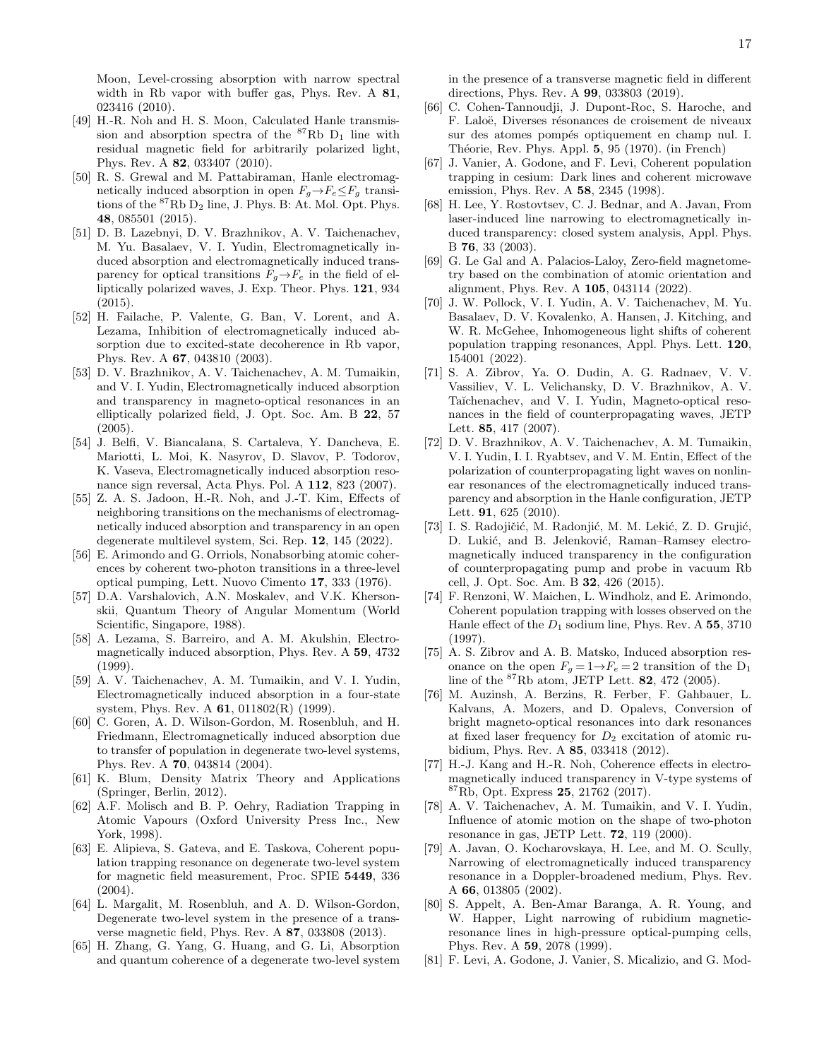Moon, Level-crossing absorption with narrow spectral width in Rb vapor with buffer gas, Phys. Rev. A **81**, 023416 (2010).

[49] H.-R. Noh and H. S. Moon, Calculated Hanle transmission and absorption spectra of the $^{87}$Rb $D_1$ line with residual magnetic field for arbitrarily polarized light, Phys. Rev. A **82**, 033407 (2010).

[50] R. S. Grewal and M. Pattabiraman, Hanle electromagnetically induced absorption in open $F_g \to F_e \le F_g$ transitions of the $^{87}$Rb $D_2$ line, J. Phys. B: At. Mol. Opt. Phys. **48**, 085501 (2015).

[51] D. B. Lazebnyi, D. V. Brazhnikov, A. V. Taichenachev, M. Yu. Basalaev, V. I. Yudin, Electromagnetically induced absorption and electromagnetically induced transparency for optical transitions $F_g \to F_e$ in the field of elliptically polarized waves, J. Exp. Theor. Phys. **121**, 934 (2015).

[52] H. Failache, P. Valente, G. Ban, V. Lorent, and A. Lezama, Inhibition of electromagnetically induced absorption due to excited-state decoherence in Rb vapor, Phys. Rev. A **67**, 043810 (2003).

[53] D. V. Brazhnikov, A. V. Taichenachev, A. M. Tumaikin, and V. I. Yudin, Electromagnetically induced absorption and transparency in magneto-optical resonances in an elliptically polarized field, J. Opt. Soc. Am. B **22**, 57 (2005).

[54] J. Belfi, V. Biancalana, S. Cartaleva, Y. Dancheva, E. Mariotti, L. Moi, K. Nasyrov, D. Slavov, P. Todorov, K. Vaseva, Electromagnetically induced absorption resonance sign reversal, Acta Phys. Pol. A **112**, 823 (2007).

[55] Z. A. S. Jadoon, H.-R. Noh, and J.-T. Kim, Effects of neighboring transitions on the mechanisms of electromagnetically induced absorption and transparency in an open degenerate multilevel system, Sci. Rep. **12**, 145 (2022).

[56] E. Arimondo and G. Orriols, Nonabsorbing atomic coherences by coherent two-photon transitions in a three-level optical pumping, Lett. Nuovo Cimento **17**, 333 (1976).

[57] D.A. Varshalovich, A.N. Moskalev, and V.K. Khersonskii, Quantum Theory of Angular Momentum (World Scientific, Singapore, 1988).

[58] A. Lezama, S. Barreiro, and A. M. Akulshin, Electromagnetically induced absorption, Phys. Rev. A **59**, 4732 (1999).

[59] A. V. Taichenachev, A. M. Tumaikin, and V. I. Yudin, Electromagnetically induced absorption in a four-state system, Phys. Rev. A **61**, 011802(R) (1999).

[60] C. Goren, A. D. Wilson-Gordon, M. Rosenbluh, and H. Friedmann, Electromagnetically induced absorption due to transfer of population in degenerate two-level systems, Phys. Rev. A **70**, 043814 (2004).

[61] K. Blum, Density Matrix Theory and Applications (Springer, Berlin, 2012).

[62] A.F. Molisch and B. P. Oehry, Radiation Trapping in Atomic Vapours (Oxford University Press Inc., New York, 1998).

[63] E. Alipieva, S. Gateva, and E. Taskova, Coherent population trapping resonance on degenerate two-level system for magnetic field measurement, Proc. SPIE **5449**, 336 (2004).

[64] L. Margalit, M. Rosenbluh, and A. D. Wilson-Gordon, Degenerate two-level system in the presence of a transverse magnetic field, Phys. Rev. A **87**, 033808 (2013).

[65] H. Zhang, G. Yang, G. Huang, and G. Li, Absorption and quantum coherence of a degenerate two-level system in the presence of a transverse magnetic field in different directions, Phys. Rev. A **99**, 033803 (2019).

[66] C. Cohen-Tannoudji, J. Dupont-Roc, S. Haroche, and F. Laloë, Diverses résonances de croisement de niveaux sur des atomes pompés optiquement en champ nul. I. Théorie, Rev. Phys. Appl. **5**, 95 (1970). (in French)

[67] J. Vanier, A. Godone, and F. Levi, Coherent population trapping in cesium: Dark lines and coherent microwave emission, Phys. Rev. A **58**, 2345 (1998).

[68] H. Lee, Y. Rostovtsev, C. J. Bednar, and A. Javan, From laser-induced line narrowing to electromagnetically induced transparency: closed system analysis, Appl. Phys. B **76**, 33 (2003).

[69] G. Le Gal and A. Palacios-Laloy, Zero-field magnetometry based on the combination of atomic orientation and alignment, Phys. Rev. A **105**, 043114 (2022).

[70] J. W. Pollock, V. I. Yudin, A. V. Taichenachev, M. Yu. Basalaev, D. V. Kovalenko, A. Hansen, J. Kitching, and W. R. McGehee, Inhomogeneous light shifts of coherent population trapping resonances, Appl. Phys. Lett. **120**, 154001 (2022).

[71] S. A. Zibrov, Ya. O. Dudin, A. G. Radnaev, V. V. Vassiliev, V. L. Velichansky, D. V. Brazhnikov, A. V. Taĭchenachev, and V. I. Yudin, Magneto-optical resonances in the field of counterpropagating waves, JETP Lett. **85**, 417 (2007).

[72] D. V. Brazhnikov, A. V. Taichenachev, A. M. Tumaikin, V. I. Yudin, I. I. Ryabtsev, and V. M. Entin, Effect of the polarization of counterpropagating light waves on nonlinear resonances of the electromagnetically induced transparency and absorption in the Hanle configuration, JETP Lett. **91**, 625 (2010).

[73] I. S. Radojičić, M. Radonjić, M. M. Lekić, Z. D. Grujić, D. Lukić, and B. Jelenković, Raman–Ramsey electromagnetically induced transparency in the configuration of counterpropagating pump and probe in vacuum Rb cell, J. Opt. Soc. Am. B **32**, 426 (2015).

[74] F. Renzoni, W. Maichen, L. Windholz, and E. Arimondo, Coherent population trapping with losses observed on the Hanle effect of the $D_1$ sodium line, Phys. Rev. A **55**, 3710 (1997).

[75] A. S. Zibrov and A. B. Matsko, Induced absorption resonance on the open $F_g = 1 \to F_e = 2$ transition of the $D_1$ line of the $^{87}$Rb atom, JETP Lett. **82**, 472 (2005).

[76] M. Auzinsh, A. Berzins, R. Ferber, F. Gahbauer, L. Kalvans, A. Mozers, and D. Opalevs, Conversion of bright magneto-optical resonances into dark resonances at fixed laser frequency for $D_2$ excitation of atomic rubidium, Phys. Rev. A **85**, 033418 (2012).

[77] H.-J. Kang and H.-R. Noh, Coherence effects in electromagnetically induced transparency in V-type systems of $^{87}$Rb, Opt. Express **25**, 21762 (2017).

[78] A. V. Taichenachev, A. M. Tumaikin, and V. I. Yudin, Influence of atomic motion on the shape of two-photon resonance in gas, JETP Lett. **72**, 119 (2000).

[79] A. Javan, O. Kocharovskaya, H. Lee, and M. O. Scully, Narrowing of electromagnetically induced transparency resonance in a Doppler-broadened medium, Phys. Rev. A **66**, 013805 (2002).

[80] S. Appelt, A. Ben-Amar Baranga, A. R. Young, and W. Happer, Light narrowing of rubidium magnetic-resonance lines in high-pressure optical-pumping cells, Phys. Rev. A **59**, 2078 (1999).

[81] F. Levi, A. Godone, J. Vanier, S. Micalizio, and G. Mod-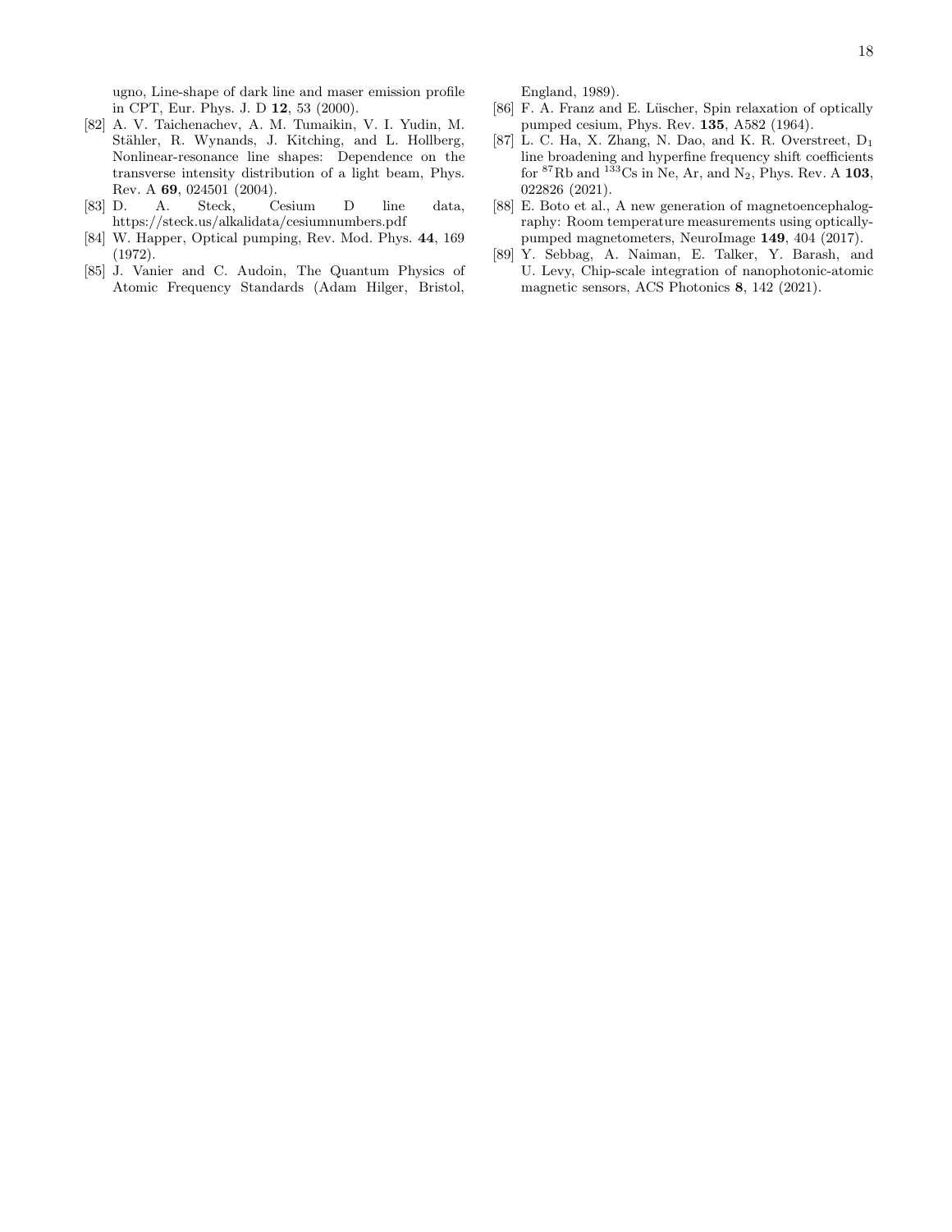ugno, Line-shape of dark line and maser emission profile in CPT, Eur. Phys. J. D **12**, 53 (2000).

[82] A. V. Taichenachev, A. M. Tumaikin, V. I. Yudin, M. Stähler, R. Wynands, J. Kitching, and L. Hollberg, Nonlinear-resonance line shapes: Dependence on the transverse intensity distribution of a light beam, Phys. Rev. A **69**, 024501 (2004).

[83] D. A. Steck, Cesium D line data, https://steck.us/alkalidata/cesiumnumbers.pdf

[84] W. Happer, Optical pumping, Rev. Mod. Phys. **44**, 169 (1972).

[85] J. Vanier and C. Audoin, The Quantum Physics of Atomic Frequency Standards (Adam Hilger, Bristol, England, 1989).

[86] F. A. Franz and E. Lüscher, Spin relaxation of optically pumped cesium, Phys. Rev. **135**, A582 (1964).

[87] L. C. Ha, X. Zhang, N. Dao, and K. R. Overstreet, $D_1$ line broadening and hyperfine frequency shift coefficients for $^{87}$Rb and $^{133}$Cs in Ne, Ar, and $N_2$, Phys. Rev. A **103**, 022826 (2021).

[88] E. Boto et al., A new generation of magnetoencephalography: Room temperature measurements using optically-pumped magnetometers, NeuroImage **149**, 404 (2017).

[89] Y. Sebbag, A. Naiman, E. Talker, Y. Barash, and U. Levy, Chip-scale integration of nanophotonic-atomic magnetic sensors, ACS Photonics **8**, 142 (2021).